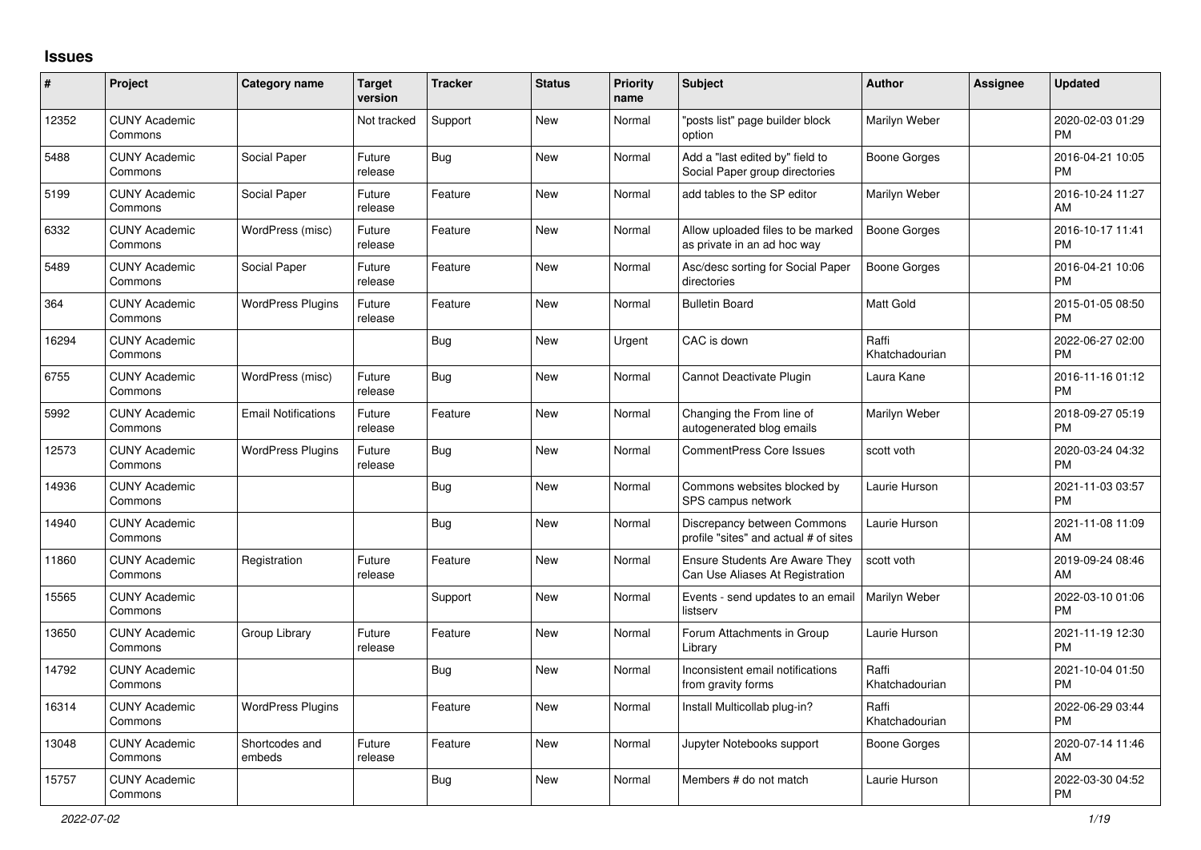# Issues

| # | Project | Category name | Target version | Tracker | Status | Priority name | Subject | Author | Assignee | Updated |
|---|---|---|---|---|---|---|---|---|---|---|
| 12352 | CUNY Academic Commons | | Not tracked | Support | New | Normal | "posts list" page builder block option | Marilyn Weber | | 2020-02-03 01:29 PM |
| 5488 | CUNY Academic Commons | Social Paper | Future release | Bug | New | Normal | Add a "last edited by" field to Social Paper group directories | Boone Gorges | | 2016-04-21 10:05 PM |
| 5199 | CUNY Academic Commons | Social Paper | Future release | Feature | New | Normal | add tables to the SP editor | Marilyn Weber | | 2016-10-24 11:27 AM |
| 6332 | CUNY Academic Commons | WordPress (misc) | Future release | Feature | New | Normal | Allow uploaded files to be marked as private in an ad hoc way | Boone Gorges | | 2016-10-17 11:41 PM |
| 5489 | CUNY Academic Commons | Social Paper | Future release | Feature | New | Normal | Asc/desc sorting for Social Paper directories | Boone Gorges | | 2016-04-21 10:06 PM |
| 364 | CUNY Academic Commons | WordPress Plugins | Future release | Feature | New | Normal | Bulletin Board | Matt Gold | | 2015-01-05 08:50 PM |
| 16294 | CUNY Academic Commons | | | Bug | New | Urgent | CAC is down | Raffi Khatchadourian | | 2022-06-27 02:00 PM |
| 6755 | CUNY Academic Commons | WordPress (misc) | Future release | Bug | New | Normal | Cannot Deactivate Plugin | Laura Kane | | 2016-11-16 01:12 PM |
| 5992 | CUNY Academic Commons | Email Notifications | Future release | Feature | New | Normal | Changing the From line of autogenerated blog emails | Marilyn Weber | | 2018-09-27 05:19 PM |
| 12573 | CUNY Academic Commons | WordPress Plugins | Future release | Bug | New | Normal | CommentPress Core Issues | scott voth | | 2020-03-24 04:32 PM |
| 14936 | CUNY Academic Commons | | | Bug | New | Normal | Commons websites blocked by SPS campus network | Laurie Hurson | | 2021-11-03 03:57 PM |
| 14940 | CUNY Academic Commons | | | Bug | New | Normal | Discrepancy between Commons profile "sites" and actual # of sites | Laurie Hurson | | 2021-11-08 11:09 AM |
| 11860 | CUNY Academic Commons | Registration | Future release | Feature | New | Normal | Ensure Students Are Aware They Can Use Aliases At Registration | scott voth | | 2019-09-24 08:46 AM |
| 15565 | CUNY Academic Commons | | | Support | New | Normal | Events - send updates to an email listserv | Marilyn Weber | | 2022-03-10 01:06 PM |
| 13650 | CUNY Academic Commons | Group Library | Future release | Feature | New | Normal | Forum Attachments in Group Library | Laurie Hurson | | 2021-11-19 12:30 PM |
| 14792 | CUNY Academic Commons | | | Bug | New | Normal | Inconsistent email notifications from gravity forms | Raffi Khatchadourian | | 2021-10-04 01:50 PM |
| 16314 | CUNY Academic Commons | WordPress Plugins | | Feature | New | Normal | Install Multicollab plug-in? | Raffi Khatchadourian | | 2022-06-29 03:44 PM |
| 13048 | CUNY Academic Commons | Shortcodes and embeds | Future release | Feature | New | Normal | Jupyter Notebooks support | Boone Gorges | | 2020-07-14 11:46 AM |
| 15757 | CUNY Academic Commons | | | Bug | New | Normal | Members # do not match | Laurie Hurson | | 2022-03-30 04:52 PM |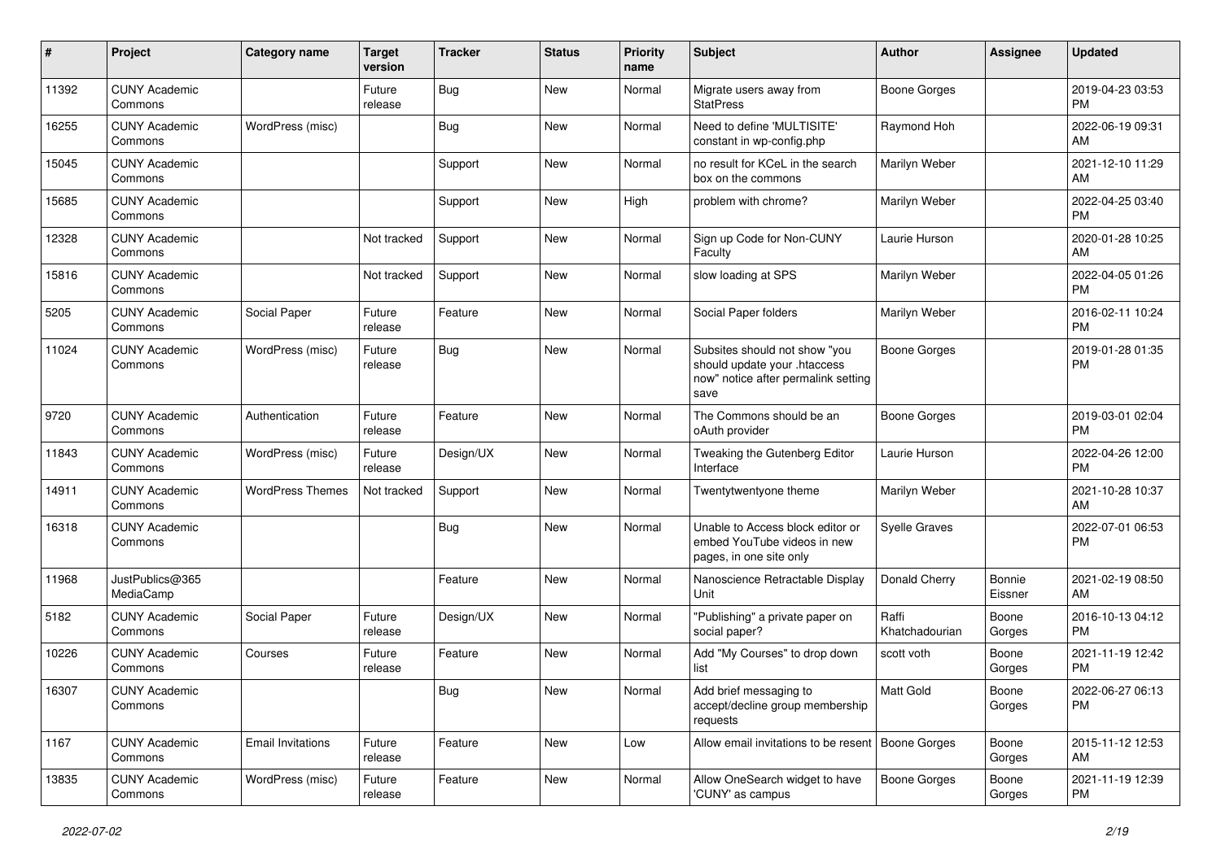| # | Project | Category name | Target version | Tracker | Status | Priority name | Subject | Author | Assignee | Updated |
|---|---|---|---|---|---|---|---|---|---|---|
| 11392 | CUNY Academic Commons | | Future release | Bug | New | Normal | Migrate users away from StatPress | Boone Gorges | | 2019-04-23 03:53 PM |
| 16255 | CUNY Academic Commons | WordPress (misc) | | Bug | New | Normal | Need to define 'MULTISITE' constant in wp-config.php | Raymond Hoh | | 2022-06-19 09:31 AM |
| 15045 | CUNY Academic Commons | | | Support | New | Normal | no result for KCeL in the search box on the commons | Marilyn Weber | | 2021-12-10 11:29 AM |
| 15685 | CUNY Academic Commons | | | Support | New | High | problem with chrome? | Marilyn Weber | | 2022-04-25 03:40 PM |
| 12328 | CUNY Academic Commons | | Not tracked | Support | New | Normal | Sign up Code for Non-CUNY Faculty | Laurie Hurson | | 2020-01-28 10:25 AM |
| 15816 | CUNY Academic Commons | | Not tracked | Support | New | Normal | slow loading at SPS | Marilyn Weber | | 2022-04-05 01:26 PM |
| 5205 | CUNY Academic Commons | Social Paper | Future release | Feature | New | Normal | Social Paper folders | Marilyn Weber | | 2016-02-11 10:24 PM |
| 11024 | CUNY Academic Commons | WordPress (misc) | Future release | Bug | New | Normal | Subsites should not show "you should update your .htaccess now" notice after permalink setting save | Boone Gorges | | 2019-01-28 01:35 PM |
| 9720 | CUNY Academic Commons | Authentication | Future release | Feature | New | Normal | The Commons should be an oAuth provider | Boone Gorges | | 2019-03-01 02:04 PM |
| 11843 | CUNY Academic Commons | WordPress (misc) | Future release | Design/UX | New | Normal | Tweaking the Gutenberg Editor Interface | Laurie Hurson | | 2022-04-26 12:00 PM |
| 14911 | CUNY Academic Commons | WordPress Themes | Not tracked | Support | New | Normal | Twentytwentyone theme | Marilyn Weber | | 2021-10-28 10:37 AM |
| 16318 | CUNY Academic Commons | | | Bug | New | Normal | Unable to Access block editor or embed YouTube videos in new pages, in one site only | Syelle Graves | | 2022-07-01 06:53 PM |
| 11968 | JustPublics@365 MediaCamp | | | Feature | New | Normal | Nanoscience Retractable Display Unit | Donald Cherry | Bonnie Eissner | 2021-02-19 08:50 AM |
| 5182 | CUNY Academic Commons | Social Paper | Future release | Design/UX | New | Normal | "Publishing" a private paper on social paper? | Raffi Khatchadourian | Boone Gorges | 2016-10-13 04:12 PM |
| 10226 | CUNY Academic Commons | Courses | Future release | Feature | New | Normal | Add "My Courses" to drop down list | scott voth | Boone Gorges | 2021-11-19 12:42 PM |
| 16307 | CUNY Academic Commons | | | Bug | New | Normal | Add brief messaging to accept/decline group membership requests | Matt Gold | Boone Gorges | 2022-06-27 06:13 PM |
| 1167 | CUNY Academic Commons | Email Invitations | Future release | Feature | New | Low | Allow email invitations to be resent | Boone Gorges | Boone Gorges | 2015-11-12 12:53 AM |
| 13835 | CUNY Academic Commons | WordPress (misc) | Future release | Feature | New | Normal | Allow OneSearch widget to have 'CUNY' as campus | Boone Gorges | Boone Gorges | 2021-11-19 12:39 PM |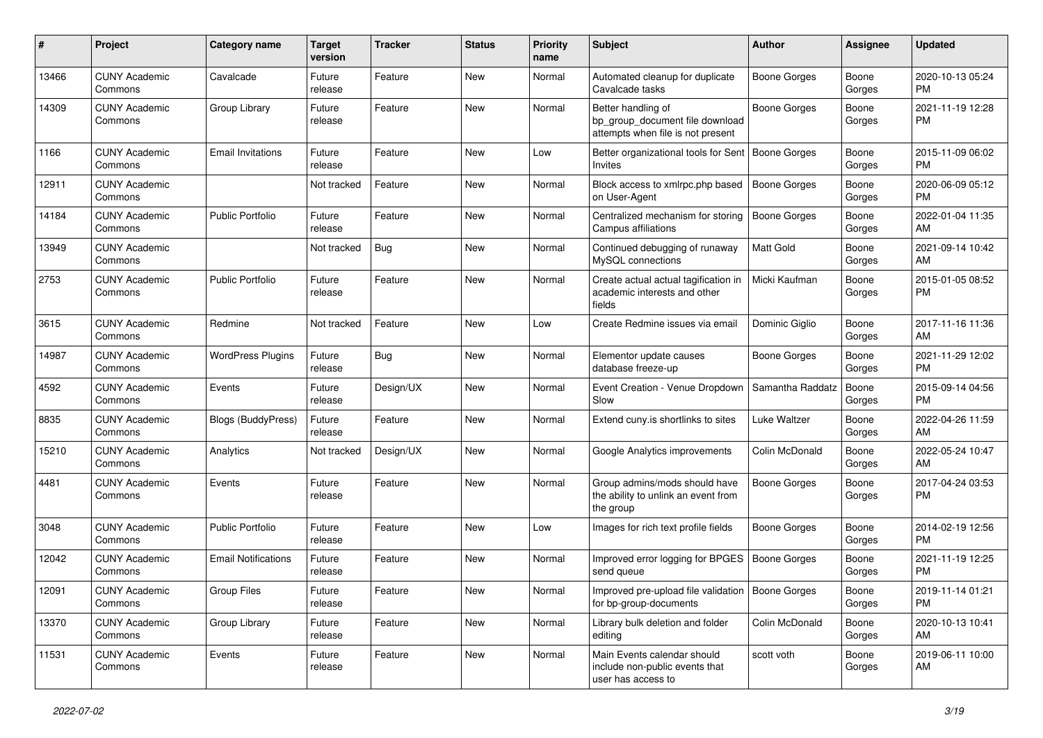| # | Project | Category name | Target version | Tracker | Status | Priority name | Subject | Author | Assignee | Updated |
|---|---|---|---|---|---|---|---|---|---|---|
| 13466 | CUNY Academic Commons | Cavalcade | Future release | Feature | New | Normal | Automated cleanup for duplicate Cavalcade tasks | Boone Gorges | Boone Gorges | 2020-10-13 05:24 PM |
| 14309 | CUNY Academic Commons | Group Library | Future release | Feature | New | Normal | Better handling of bp_group_document file download attempts when file is not present | Boone Gorges | Boone Gorges | 2021-11-19 12:28 PM |
| 1166 | CUNY Academic Commons | Email Invitations | Future release | Feature | New | Low | Better organizational tools for Sent Invites | Boone Gorges | Boone Gorges | 2015-11-09 06:02 PM |
| 12911 | CUNY Academic Commons | | Not tracked | Feature | New | Normal | Block access to xmlrpc.php based on User-Agent | Boone Gorges | Boone Gorges | 2020-06-09 05:12 PM |
| 14184 | CUNY Academic Commons | Public Portfolio | Future release | Feature | New | Normal | Centralized mechanism for storing Campus affiliations | Boone Gorges | Boone Gorges | 2022-01-04 11:35 AM |
| 13949 | CUNY Academic Commons | | Not tracked | Bug | New | Normal | Continued debugging of runaway MySQL connections | Matt Gold | Boone Gorges | 2021-09-14 10:42 AM |
| 2753 | CUNY Academic Commons | Public Portfolio | Future release | Feature | New | Normal | Create actual actual tagification in academic interests and other fields | Micki Kaufman | Boone Gorges | 2015-01-05 08:52 PM |
| 3615 | CUNY Academic Commons | Redmine | Not tracked | Feature | New | Low | Create Redmine issues via email | Dominic Giglio | Boone Gorges | 2017-11-16 11:36 AM |
| 14987 | CUNY Academic Commons | WordPress Plugins | Future release | Bug | New | Normal | Elementor update causes database freeze-up | Boone Gorges | Boone Gorges | 2021-11-29 12:02 PM |
| 4592 | CUNY Academic Commons | Events | Future release | Design/UX | New | Normal | Event Creation - Venue Dropdown Slow | Samantha Raddatz | Boone Gorges | 2015-09-14 04:56 PM |
| 8835 | CUNY Academic Commons | Blogs (BuddyPress) | Future release | Feature | New | Normal | Extend cuny.is shortlinks to sites | Luke Waltzer | Boone Gorges | 2022-04-26 11:59 AM |
| 15210 | CUNY Academic Commons | Analytics | Not tracked | Design/UX | New | Normal | Google Analytics improvements | Colin McDonald | Boone Gorges | 2022-05-24 10:47 AM |
| 4481 | CUNY Academic Commons | Events | Future release | Feature | New | Normal | Group admins/mods should have the ability to unlink an event from the group | Boone Gorges | Boone Gorges | 2017-04-24 03:53 PM |
| 3048 | CUNY Academic Commons | Public Portfolio | Future release | Feature | New | Low | Images for rich text profile fields | Boone Gorges | Boone Gorges | 2014-02-19 12:56 PM |
| 12042 | CUNY Academic Commons | Email Notifications | Future release | Feature | New | Normal | Improved error logging for BPGES send queue | Boone Gorges | Boone Gorges | 2021-11-19 12:25 PM |
| 12091 | CUNY Academic Commons | Group Files | Future release | Feature | New | Normal | Improved pre-upload file validation for bp-group-documents | Boone Gorges | Boone Gorges | 2019-11-14 01:21 PM |
| 13370 | CUNY Academic Commons | Group Library | Future release | Feature | New | Normal | Library bulk deletion and folder editing | Colin McDonald | Boone Gorges | 2020-10-13 10:41 AM |
| 11531 | CUNY Academic Commons | Events | Future release | Feature | New | Normal | Main Events calendar should include non-public events that user has access to | scott voth | Boone Gorges | 2019-06-11 10:00 AM |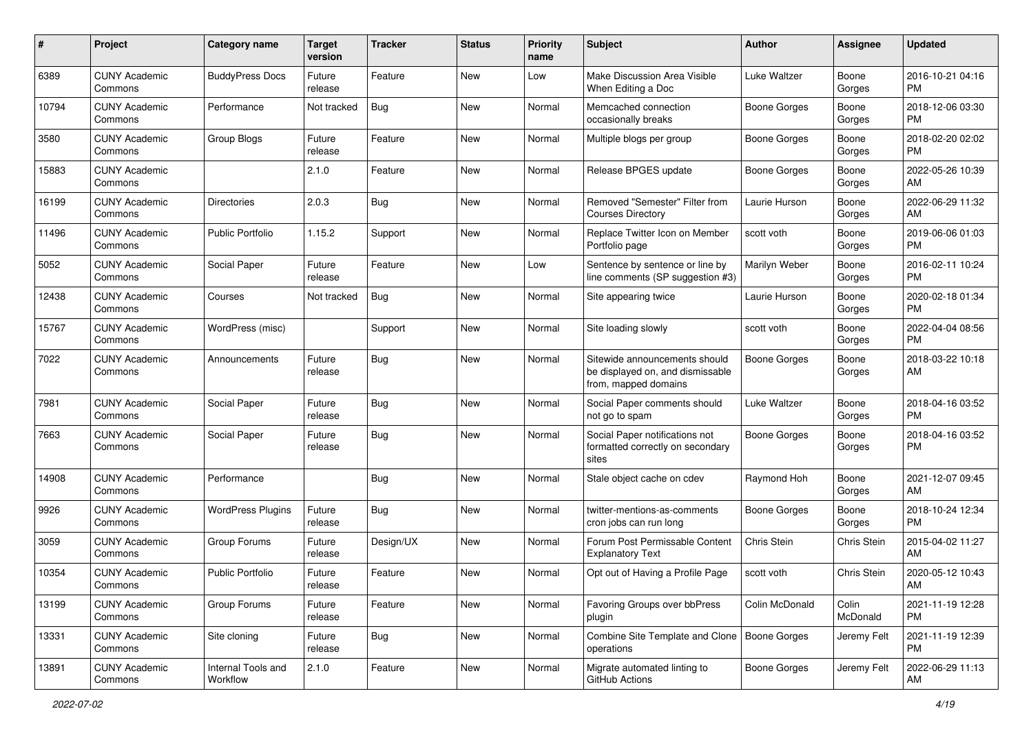| # | Project | Category name | Target version | Tracker | Status | Priority name | Subject | Author | Assignee | Updated |
|---|---|---|---|---|---|---|---|---|---|---|
| 6389 | CUNY Academic Commons | BuddyPress Docs | Future release | Feature | New | Low | Make Discussion Area Visible When Editing a Doc | Luke Waltzer | Boone Gorges | 2016-10-21 04:16 PM |
| 10794 | CUNY Academic Commons | Performance | Not tracked | Bug | New | Normal | Memcached connection occasionally breaks | Boone Gorges | Boone Gorges | 2018-12-06 03:30 PM |
| 3580 | CUNY Academic Commons | Group Blogs | Future release | Feature | New | Normal | Multiple blogs per group | Boone Gorges | Boone Gorges | 2018-02-20 02:02 PM |
| 15883 | CUNY Academic Commons | | 2.1.0 | Feature | New | Normal | Release BPGES update | Boone Gorges | Boone Gorges | 2022-05-26 10:39 AM |
| 16199 | CUNY Academic Commons | Directories | 2.0.3 | Bug | New | Normal | Removed "Semester" Filter from Courses Directory | Laurie Hurson | Boone Gorges | 2022-06-29 11:32 AM |
| 11496 | CUNY Academic Commons | Public Portfolio | 1.15.2 | Support | New | Normal | Replace Twitter Icon on Member Portfolio page | scott voth | Boone Gorges | 2019-06-06 01:03 PM |
| 5052 | CUNY Academic Commons | Social Paper | Future release | Feature | New | Low | Sentence by sentence or line by line comments (SP suggestion #3) | Marilyn Weber | Boone Gorges | 2016-02-11 10:24 PM |
| 12438 | CUNY Academic Commons | Courses | Not tracked | Bug | New | Normal | Site appearing twice | Laurie Hurson | Boone Gorges | 2020-02-18 01:34 PM |
| 15767 | CUNY Academic Commons | WordPress (misc) | | Support | New | Normal | Site loading slowly | scott voth | Boone Gorges | 2022-04-04 08:56 PM |
| 7022 | CUNY Academic Commons | Announcements | Future release | Bug | New | Normal | Sitewide announcements should be displayed on, and dismissable from, mapped domains | Boone Gorges | Boone Gorges | 2018-03-22 10:18 AM |
| 7981 | CUNY Academic Commons | Social Paper | Future release | Bug | New | Normal | Social Paper comments should not go to spam | Luke Waltzer | Boone Gorges | 2018-04-16 03:52 PM |
| 7663 | CUNY Academic Commons | Social Paper | Future release | Bug | New | Normal | Social Paper notifications not formatted correctly on secondary sites | Boone Gorges | Boone Gorges | 2018-04-16 03:52 PM |
| 14908 | CUNY Academic Commons | Performance | | Bug | New | Normal | Stale object cache on cdev | Raymond Hoh | Boone Gorges | 2021-12-07 09:45 AM |
| 9926 | CUNY Academic Commons | WordPress Plugins | Future release | Bug | New | Normal | twitter-mentions-as-comments cron jobs can run long | Boone Gorges | Boone Gorges | 2018-10-24 12:34 PM |
| 3059 | CUNY Academic Commons | Group Forums | Future release | Design/UX | New | Normal | Forum Post Permissable Content Explanatory Text | Chris Stein | Chris Stein | 2015-04-02 11:27 AM |
| 10354 | CUNY Academic Commons | Public Portfolio | Future release | Feature | New | Normal | Opt out of Having a Profile Page | scott voth | Chris Stein | 2020-05-12 10:43 AM |
| 13199 | CUNY Academic Commons | Group Forums | Future release | Feature | New | Normal | Favoring Groups over bbPress plugin | Colin McDonald | Colin McDonald | 2021-11-19 12:28 PM |
| 13331 | CUNY Academic Commons | Site cloning | Future release | Bug | New | Normal | Combine Site Template and Clone operations | Boone Gorges | Jeremy Felt | 2021-11-19 12:39 PM |
| 13891 | CUNY Academic Commons | Internal Tools and Workflow | 2.1.0 | Feature | New | Normal | Migrate automated linting to GitHub Actions | Boone Gorges | Jeremy Felt | 2022-06-29 11:13 AM |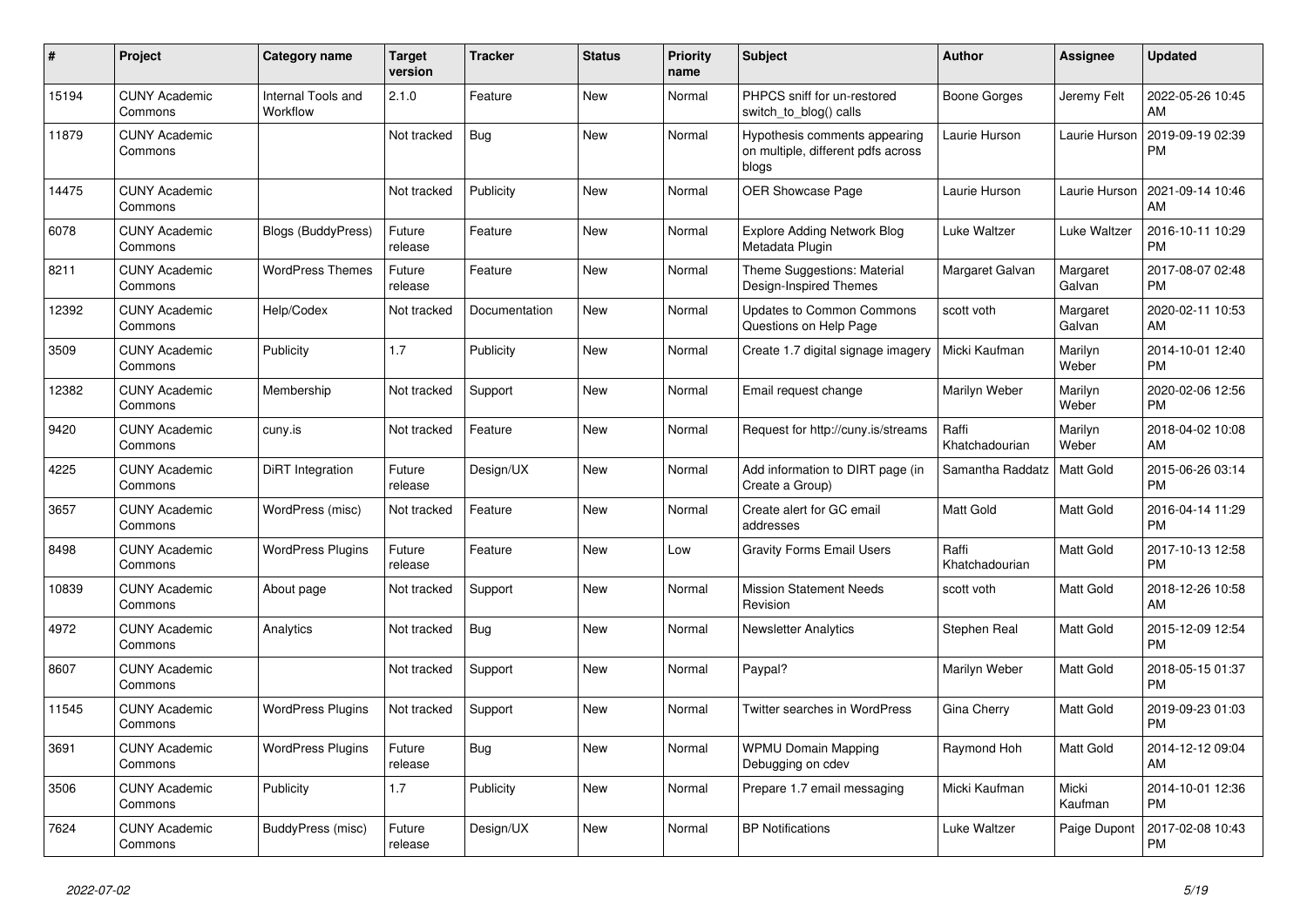| # | Project | Category name | Target version | Tracker | Status | Priority name | Subject | Author | Assignee | Updated |
|---|---|---|---|---|---|---|---|---|---|---|
| 15194 | CUNY Academic Commons | Internal Tools and Workflow | 2.1.0 | Feature | New | Normal | PHPCS sniff for un-restored switch_to_blog() calls | Boone Gorges | Jeremy Felt | 2022-05-26 10:45 AM |
| 11879 | CUNY Academic Commons | | Not tracked | Bug | New | Normal | Hypothesis comments appearing on multiple, different pdfs across blogs | Laurie Hurson | Laurie Hurson | 2019-09-19 02:39 PM |
| 14475 | CUNY Academic Commons | | Not tracked | Publicity | New | Normal | OER Showcase Page | Laurie Hurson | Laurie Hurson | 2021-09-14 10:46 AM |
| 6078 | CUNY Academic Commons | Blogs (BuddyPress) | Future release | Feature | New | Normal | Explore Adding Network Blog Metadata Plugin | Luke Waltzer | Luke Waltzer | 2016-10-11 10:29 PM |
| 8211 | CUNY Academic Commons | WordPress Themes | Future release | Feature | New | Normal | Theme Suggestions: Material Design-Inspired Themes | Margaret Galvan | Margaret Galvan | 2017-08-07 02:48 PM |
| 12392 | CUNY Academic Commons | Help/Codex | Not tracked | Documentation | New | Normal | Updates to Common Commons Questions on Help Page | scott voth | Margaret Galvan | 2020-02-11 10:53 AM |
| 3509 | CUNY Academic Commons | Publicity | 1.7 | Publicity | New | Normal | Create 1.7 digital signage imagery | Micki Kaufman | Marilyn Weber | 2014-10-01 12:40 PM |
| 12382 | CUNY Academic Commons | Membership | Not tracked | Support | New | Normal | Email request change | Marilyn Weber | Marilyn Weber | 2020-02-06 12:56 PM |
| 9420 | CUNY Academic Commons | cuny.is | Not tracked | Feature | New | Normal | Request for http://cuny.is/streams | Raffi Khatchadourian | Marilyn Weber | 2018-04-02 10:08 AM |
| 4225 | CUNY Academic Commons | DiRT Integration | Future release | Design/UX | New | Normal | Add information to DIRT page (in Create a Group) | Samantha Raddatz | Matt Gold | 2015-06-26 03:14 PM |
| 3657 | CUNY Academic Commons | WordPress (misc) | Not tracked | Feature | New | Normal | Create alert for GC email addresses | Matt Gold | Matt Gold | 2016-04-14 11:29 PM |
| 8498 | CUNY Academic Commons | WordPress Plugins | Future release | Feature | New | Low | Gravity Forms Email Users | Raffi Khatchadourian | Matt Gold | 2017-10-13 12:58 PM |
| 10839 | CUNY Academic Commons | About page | Not tracked | Support | New | Normal | Mission Statement Needs Revision | scott voth | Matt Gold | 2018-12-26 10:58 AM |
| 4972 | CUNY Academic Commons | Analytics | Not tracked | Bug | New | Normal | Newsletter Analytics | Stephen Real | Matt Gold | 2015-12-09 12:54 PM |
| 8607 | CUNY Academic Commons | | Not tracked | Support | New | Normal | Paypal? | Marilyn Weber | Matt Gold | 2018-05-15 01:37 PM |
| 11545 | CUNY Academic Commons | WordPress Plugins | Not tracked | Support | New | Normal | Twitter searches in WordPress | Gina Cherry | Matt Gold | 2019-09-23 01:03 PM |
| 3691 | CUNY Academic Commons | WordPress Plugins | Future release | Bug | New | Normal | WPMU Domain Mapping Debugging on cdev | Raymond Hoh | Matt Gold | 2014-12-12 09:04 AM |
| 3506 | CUNY Academic Commons | Publicity | 1.7 | Publicity | New | Normal | Prepare 1.7 email messaging | Micki Kaufman | Micki Kaufman | 2014-10-01 12:36 PM |
| 7624 | CUNY Academic Commons | BuddyPress (misc) | Future release | Design/UX | New | Normal | BP Notifications | Luke Waltzer | Paige Dupont | 2017-02-08 10:43 PM |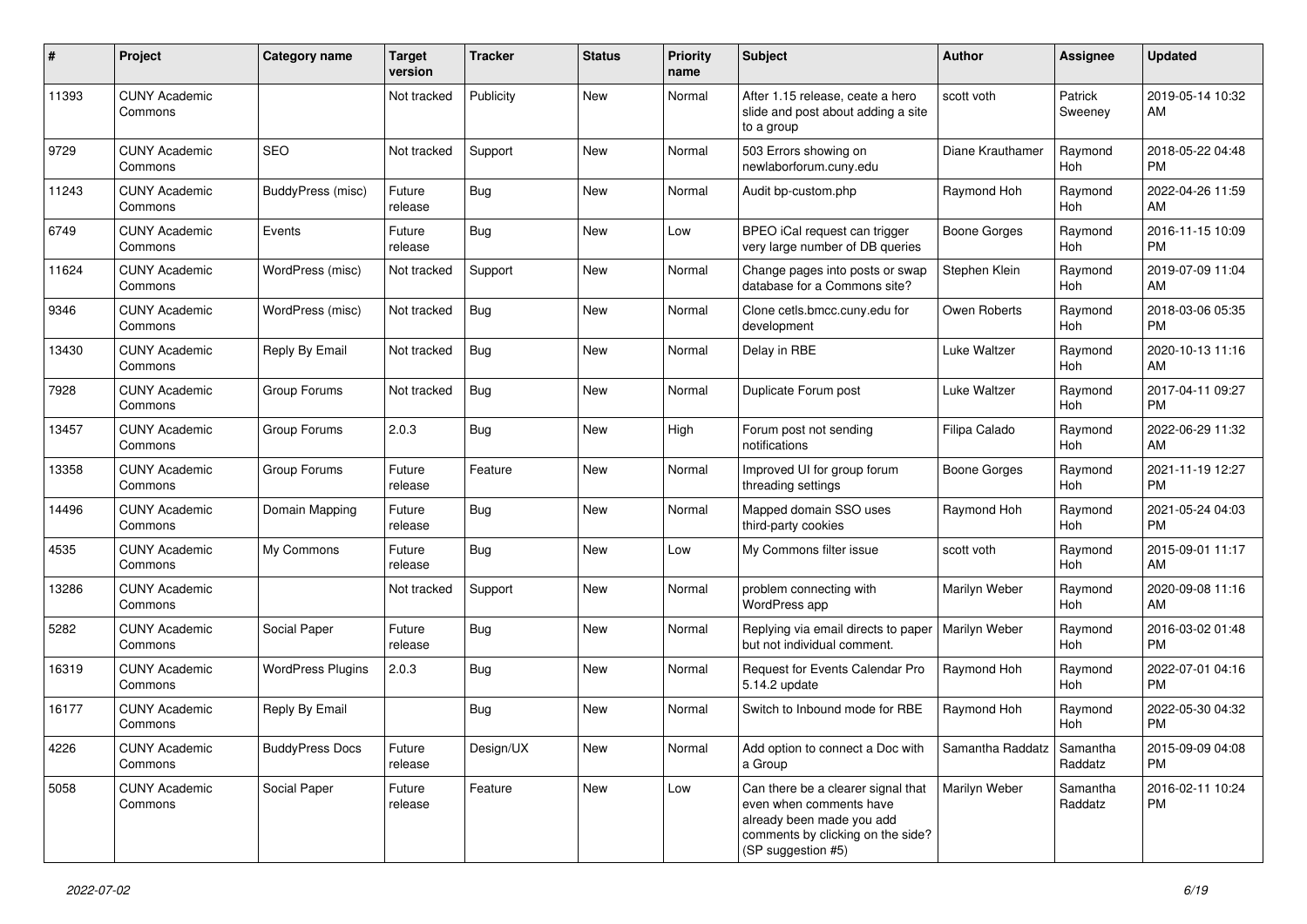| # | Project | Category name | Target version | Tracker | Status | Priority name | Subject | Author | Assignee | Updated |
|---|---|---|---|---|---|---|---|---|---|---|
| 11393 | CUNY Academic Commons | | Not tracked | Publicity | New | Normal | After 1.15 release, ceate a hero slide and post about adding a site to a group | scott voth | Patrick Sweeney | 2019-05-14 10:32 AM |
| 9729 | CUNY Academic Commons | SEO | Not tracked | Support | New | Normal | 503 Errors showing on newlaborforum.cuny.edu | Diane Krauthamer | Raymond Hoh | 2018-05-22 04:48 PM |
| 11243 | CUNY Academic Commons | BuddyPress (misc) | Future release | Bug | New | Normal | Audit bp-custom.php | Raymond Hoh | Raymond Hoh | 2022-04-26 11:59 AM |
| 6749 | CUNY Academic Commons | Events | Future release | Bug | New | Low | BPEO iCal request can trigger very large number of DB queries | Boone Gorges | Raymond Hoh | 2016-11-15 10:09 PM |
| 11624 | CUNY Academic Commons | WordPress (misc) | Not tracked | Support | New | Normal | Change pages into posts or swap database for a Commons site? | Stephen Klein | Raymond Hoh | 2019-07-09 11:04 AM |
| 9346 | CUNY Academic Commons | WordPress (misc) | Not tracked | Bug | New | Normal | Clone cetls.bmcc.cuny.edu for development | Owen Roberts | Raymond Hoh | 2018-03-06 05:35 PM |
| 13430 | CUNY Academic Commons | Reply By Email | Not tracked | Bug | New | Normal | Delay in RBE | Luke Waltzer | Raymond Hoh | 2020-10-13 11:16 AM |
| 7928 | CUNY Academic Commons | Group Forums | Not tracked | Bug | New | Normal | Duplicate Forum post | Luke Waltzer | Raymond Hoh | 2017-04-11 09:27 PM |
| 13457 | CUNY Academic Commons | Group Forums | 2.0.3 | Bug | New | High | Forum post not sending notifications | Filipa Calado | Raymond Hoh | 2022-06-29 11:32 AM |
| 13358 | CUNY Academic Commons | Group Forums | Future release | Feature | New | Normal | Improved UI for group forum threading settings | Boone Gorges | Raymond Hoh | 2021-11-19 12:27 PM |
| 14496 | CUNY Academic Commons | Domain Mapping | Future release | Bug | New | Normal | Mapped domain SSO uses third-party cookies | Raymond Hoh | Raymond Hoh | 2021-05-24 04:03 PM |
| 4535 | CUNY Academic Commons | My Commons | Future release | Bug | New | Low | My Commons filter issue | scott voth | Raymond Hoh | 2015-09-01 11:17 AM |
| 13286 | CUNY Academic Commons | | Not tracked | Support | New | Normal | problem connecting with WordPress app | Marilyn Weber | Raymond Hoh | 2020-09-08 11:16 AM |
| 5282 | CUNY Academic Commons | Social Paper | Future release | Bug | New | Normal | Replying via email directs to paper but not individual comment. | Marilyn Weber | Raymond Hoh | 2016-03-02 01:48 PM |
| 16319 | CUNY Academic Commons | WordPress Plugins | 2.0.3 | Bug | New | Normal | Request for Events Calendar Pro 5.14.2 update | Raymond Hoh | Raymond Hoh | 2022-07-01 04:16 PM |
| 16177 | CUNY Academic Commons | Reply By Email | | Bug | New | Normal | Switch to Inbound mode for RBE | Raymond Hoh | Raymond Hoh | 2022-05-30 04:32 PM |
| 4226 | CUNY Academic Commons | BuddyPress Docs | Future release | Design/UX | New | Normal | Add option to connect a Doc with a Group | Samantha Raddatz | Samantha Raddatz | 2015-09-09 04:08 PM |
| 5058 | CUNY Academic Commons | Social Paper | Future release | Feature | New | Low | Can there be a clearer signal that even when comments have already been made you add comments by clicking on the side? (SP suggestion #5) | Marilyn Weber | Samantha Raddatz | 2016-02-11 10:24 PM |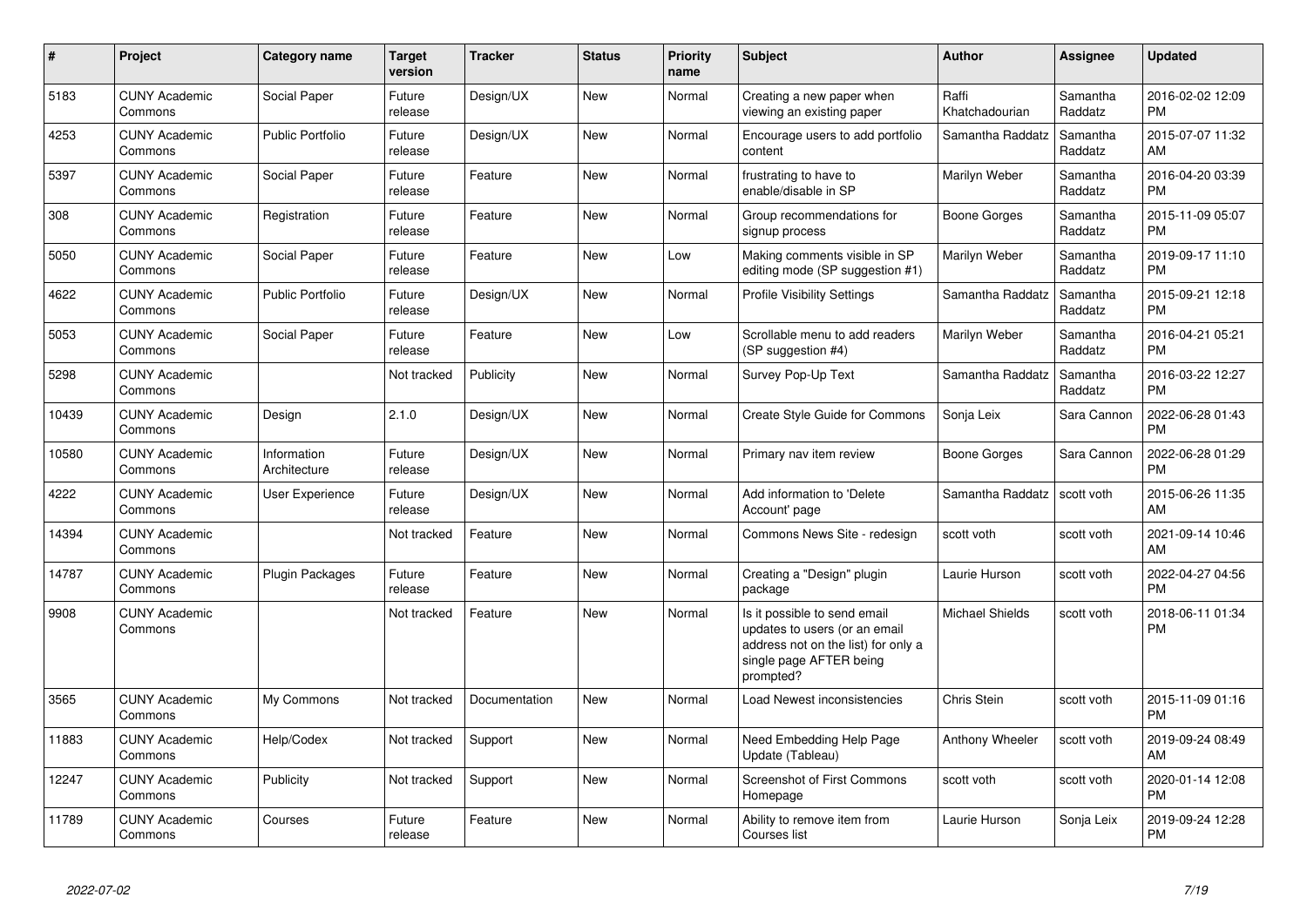| # | Project | Category name | Target version | Tracker | Status | Priority name | Subject | Author | Assignee | Updated |
|---|---|---|---|---|---|---|---|---|---|---|
| 5183 | CUNY Academic Commons | Social Paper | Future release | Design/UX | New | Normal | Creating a new paper when viewing an existing paper | Raffi Khatchadourian | Samantha Raddatz | 2016-02-02 12:09 PM |
| 4253 | CUNY Academic Commons | Public Portfolio | Future release | Design/UX | New | Normal | Encourage users to add portfolio content | Samantha Raddatz | Samantha Raddatz | 2015-07-07 11:32 AM |
| 5397 | CUNY Academic Commons | Social Paper | Future release | Feature | New | Normal | frustrating to have to enable/disable in SP | Marilyn Weber | Samantha Raddatz | 2016-04-20 03:39 PM |
| 308 | CUNY Academic Commons | Registration | Future release | Feature | New | Normal | Group recommendations for signup process | Boone Gorges | Samantha Raddatz | 2015-11-09 05:07 PM |
| 5050 | CUNY Academic Commons | Social Paper | Future release | Feature | New | Low | Making comments visible in SP editing mode (SP suggestion #1) | Marilyn Weber | Samantha Raddatz | 2019-09-17 11:10 PM |
| 4622 | CUNY Academic Commons | Public Portfolio | Future release | Design/UX | New | Normal | Profile Visibility Settings | Samantha Raddatz | Samantha Raddatz | 2015-09-21 12:18 PM |
| 5053 | CUNY Academic Commons | Social Paper | Future release | Feature | New | Low | Scrollable menu to add readers (SP suggestion #4) | Marilyn Weber | Samantha Raddatz | 2016-04-21 05:21 PM |
| 5298 | CUNY Academic Commons | | Not tracked | Publicity | New | Normal | Survey Pop-Up Text | Samantha Raddatz | Samantha Raddatz | 2016-03-22 12:27 PM |
| 10439 | CUNY Academic Commons | Design | 2.1.0 | Design/UX | New | Normal | Create Style Guide for Commons | Sonja Leix | Sara Cannon | 2022-06-28 01:43 PM |
| 10580 | CUNY Academic Commons | Information Architecture | Future release | Design/UX | New | Normal | Primary nav item review | Boone Gorges | Sara Cannon | 2022-06-28 01:29 PM |
| 4222 | CUNY Academic Commons | User Experience | Future release | Design/UX | New | Normal | Add information to 'Delete Account' page | Samantha Raddatz | scott voth | 2015-06-26 11:35 AM |
| 14394 | CUNY Academic Commons | | Not tracked | Feature | New | Normal | Commons News Site - redesign | scott voth | scott voth | 2021-09-14 10:46 AM |
| 14787 | CUNY Academic Commons | Plugin Packages | Future release | Feature | New | Normal | Creating a "Design" plugin package | Laurie Hurson | scott voth | 2022-04-27 04:56 PM |
| 9908 | CUNY Academic Commons | | Not tracked | Feature | New | Normal | Is it possible to send email updates to users (or an email address not on the list) for only a single page AFTER being prompted? | Michael Shields | scott voth | 2018-06-11 01:34 PM |
| 3565 | CUNY Academic Commons | My Commons | Not tracked | Documentation | New | Normal | Load Newest inconsistencies | Chris Stein | scott voth | 2015-11-09 01:16 PM |
| 11883 | CUNY Academic Commons | Help/Codex | Not tracked | Support | New | Normal | Need Embedding Help Page Update (Tableau) | Anthony Wheeler | scott voth | 2019-09-24 08:49 AM |
| 12247 | CUNY Academic Commons | Publicity | Not tracked | Support | New | Normal | Screenshot of First Commons Homepage | scott voth | scott voth | 2020-01-14 12:08 PM |
| 11789 | CUNY Academic Commons | Courses | Future release | Feature | New | Normal | Ability to remove item from Courses list | Laurie Hurson | Sonja Leix | 2019-09-24 12:28 PM |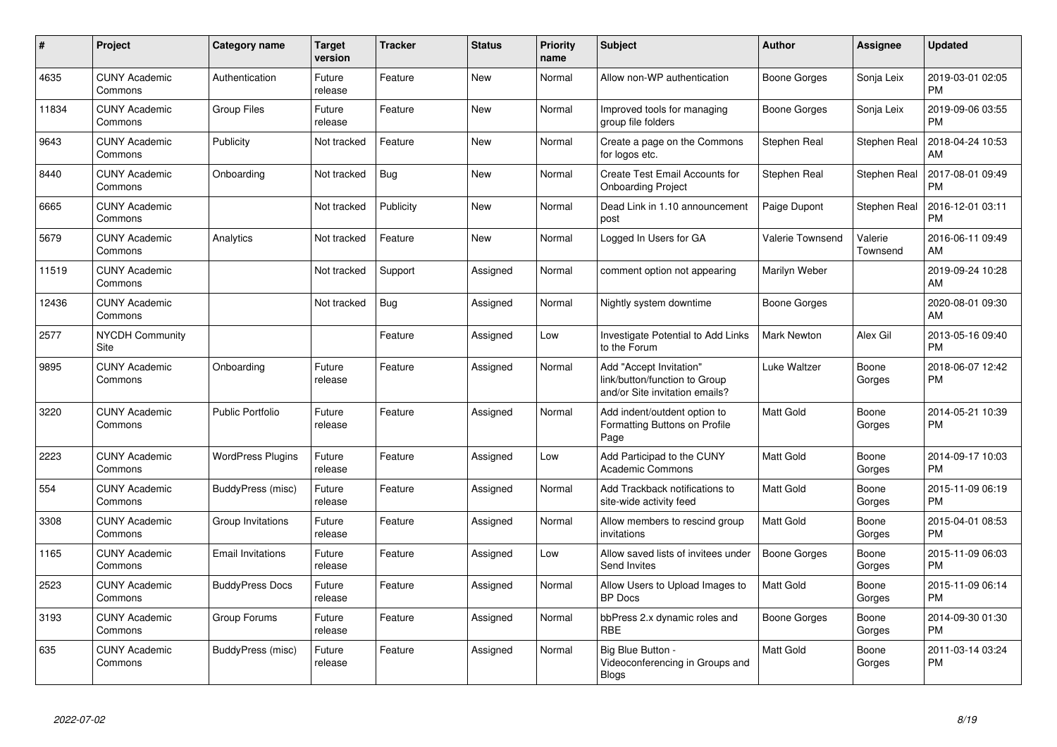| # | Project | Category name | Target version | Tracker | Status | Priority name | Subject | Author | Assignee | Updated |
|---|---|---|---|---|---|---|---|---|---|---|
| 4635 | CUNY Academic Commons | Authentication | Future release | Feature | New | Normal | Allow non-WP authentication | Boone Gorges | Sonja Leix | 2019-03-01 02:05 PM |
| 11834 | CUNY Academic Commons | Group Files | Future release | Feature | New | Normal | Improved tools for managing group file folders | Boone Gorges | Sonja Leix | 2019-09-06 03:55 PM |
| 9643 | CUNY Academic Commons | Publicity | Not tracked | Feature | New | Normal | Create a page on the Commons for logos etc. | Stephen Real | Stephen Real | 2018-04-24 10:53 AM |
| 8440 | CUNY Academic Commons | Onboarding | Not tracked | Bug | New | Normal | Create Test Email Accounts for Onboarding Project | Stephen Real | Stephen Real | 2017-08-01 09:49 PM |
| 6665 | CUNY Academic Commons | | Not tracked | Publicity | New | Normal | Dead Link in 1.10 announcement post | Paige Dupont | Stephen Real | 2016-12-01 03:11 PM |
| 5679 | CUNY Academic Commons | Analytics | Not tracked | Feature | New | Normal | Logged In Users for GA | Valerie Townsend | Valerie Townsend | 2016-06-11 09:49 AM |
| 11519 | CUNY Academic Commons | | Not tracked | Support | Assigned | Normal | comment option not appearing | Marilyn Weber | | 2019-09-24 10:28 AM |
| 12436 | CUNY Academic Commons | | Not tracked | Bug | Assigned | Normal | Nightly system downtime | Boone Gorges | | 2020-08-01 09:30 AM |
| 2577 | NYCDH Community Site | | | Feature | Assigned | Low | Investigate Potential to Add Links to the Forum | Mark Newton | Alex Gil | 2013-05-16 09:40 PM |
| 9895 | CUNY Academic Commons | Onboarding | Future release | Feature | Assigned | Normal | Add "Accept Invitation" link/button/function to Group and/or Site invitation emails? | Luke Waltzer | Boone Gorges | 2018-06-07 12:42 PM |
| 3220 | CUNY Academic Commons | Public Portfolio | Future release | Feature | Assigned | Normal | Add indent/outdent option to Formatting Buttons on Profile Page | Matt Gold | Boone Gorges | 2014-05-21 10:39 PM |
| 2223 | CUNY Academic Commons | WordPress Plugins | Future release | Feature | Assigned | Low | Add Participad to the CUNY Academic Commons | Matt Gold | Boone Gorges | 2014-09-17 10:03 PM |
| 554 | CUNY Academic Commons | BuddyPress (misc) | Future release | Feature | Assigned | Normal | Add Trackback notifications to site-wide activity feed | Matt Gold | Boone Gorges | 2015-11-09 06:19 PM |
| 3308 | CUNY Academic Commons | Group Invitations | Future release | Feature | Assigned | Normal | Allow members to rescind group invitations | Matt Gold | Boone Gorges | 2015-04-01 08:53 PM |
| 1165 | CUNY Academic Commons | Email Invitations | Future release | Feature | Assigned | Low | Allow saved lists of invitees under Send Invites | Boone Gorges | Boone Gorges | 2015-11-09 06:03 PM |
| 2523 | CUNY Academic Commons | BuddyPress Docs | Future release | Feature | Assigned | Normal | Allow Users to Upload Images to BP Docs | Matt Gold | Boone Gorges | 2015-11-09 06:14 PM |
| 3193 | CUNY Academic Commons | Group Forums | Future release | Feature | Assigned | Normal | bbPress 2.x dynamic roles and RBE | Boone Gorges | Boone Gorges | 2014-09-30 01:30 PM |
| 635 | CUNY Academic Commons | BuddyPress (misc) | Future release | Feature | Assigned | Normal | Big Blue Button - Videoconferencing in Groups and Blogs | Matt Gold | Boone Gorges | 2011-03-14 03:24 PM |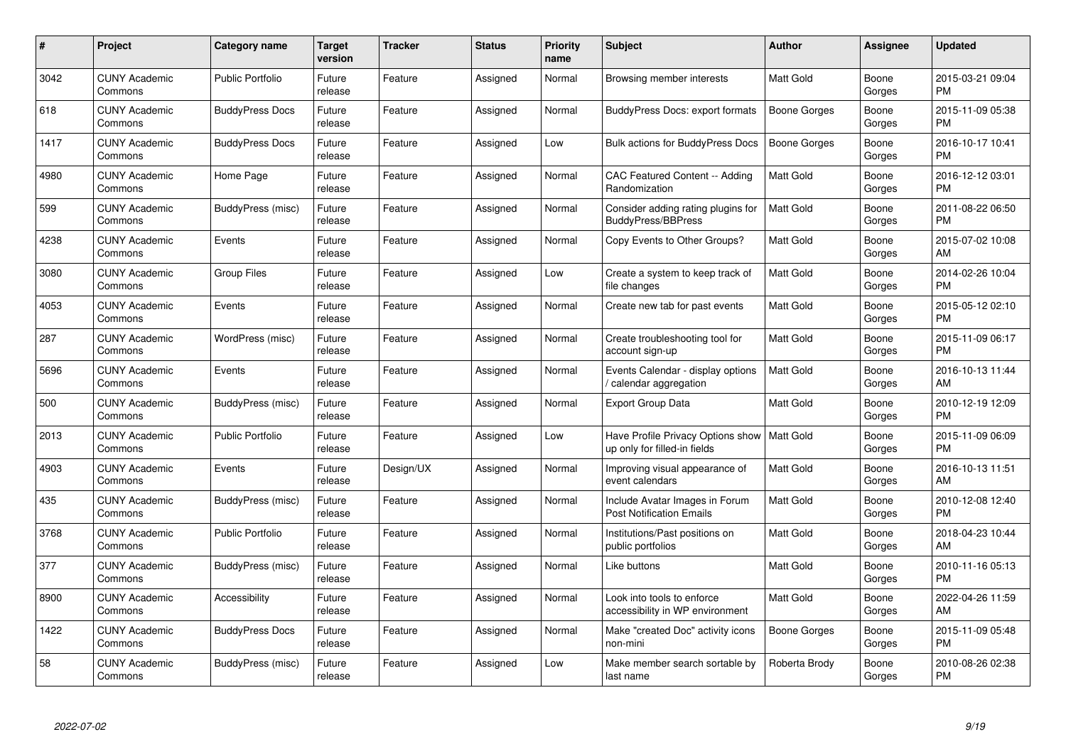| # | Project | Category name | Target version | Tracker | Status | Priority name | Subject | Author | Assignee | Updated |
|---|---|---|---|---|---|---|---|---|---|---|
| 3042 | CUNY Academic Commons | Public Portfolio | Future release | Feature | Assigned | Normal | Browsing member interests | Matt Gold | Boone Gorges | 2015-03-21 09:04 PM |
| 618 | CUNY Academic Commons | BuddyPress Docs | Future release | Feature | Assigned | Normal | BuddyPress Docs: export formats | Boone Gorges | Boone Gorges | 2015-11-09 05:38 PM |
| 1417 | CUNY Academic Commons | BuddyPress Docs | Future release | Feature | Assigned | Low | Bulk actions for BuddyPress Docs | Boone Gorges | Boone Gorges | 2016-10-17 10:41 PM |
| 4980 | CUNY Academic Commons | Home Page | Future release | Feature | Assigned | Normal | CAC Featured Content -- Adding Randomization | Matt Gold | Boone Gorges | 2016-12-12 03:01 PM |
| 599 | CUNY Academic Commons | BuddyPress (misc) | Future release | Feature | Assigned | Normal | Consider adding rating plugins for BuddyPress/BBPress | Matt Gold | Boone Gorges | 2011-08-22 06:50 PM |
| 4238 | CUNY Academic Commons | Events | Future release | Feature | Assigned | Normal | Copy Events to Other Groups? | Matt Gold | Boone Gorges | 2015-07-02 10:08 AM |
| 3080 | CUNY Academic Commons | Group Files | Future release | Feature | Assigned | Low | Create a system to keep track of file changes | Matt Gold | Boone Gorges | 2014-02-26 10:04 PM |
| 4053 | CUNY Academic Commons | Events | Future release | Feature | Assigned | Normal | Create new tab for past events | Matt Gold | Boone Gorges | 2015-05-12 02:10 PM |
| 287 | CUNY Academic Commons | WordPress (misc) | Future release | Feature | Assigned | Normal | Create troubleshooting tool for account sign-up | Matt Gold | Boone Gorges | 2015-11-09 06:17 PM |
| 5696 | CUNY Academic Commons | Events | Future release | Feature | Assigned | Normal | Events Calendar - display options / calendar aggregation | Matt Gold | Boone Gorges | 2016-10-13 11:44 AM |
| 500 | CUNY Academic Commons | BuddyPress (misc) | Future release | Feature | Assigned | Normal | Export Group Data | Matt Gold | Boone Gorges | 2010-12-19 12:09 PM |
| 2013 | CUNY Academic Commons | Public Portfolio | Future release | Feature | Assigned | Low | Have Profile Privacy Options show up only for filled-in fields | Matt Gold | Boone Gorges | 2015-11-09 06:09 PM |
| 4903 | CUNY Academic Commons | Events | Future release | Design/UX | Assigned | Normal | Improving visual appearance of event calendars | Matt Gold | Boone Gorges | 2016-10-13 11:51 AM |
| 435 | CUNY Academic Commons | BuddyPress (misc) | Future release | Feature | Assigned | Normal | Include Avatar Images in Forum Post Notification Emails | Matt Gold | Boone Gorges | 2010-12-08 12:40 PM |
| 3768 | CUNY Academic Commons | Public Portfolio | Future release | Feature | Assigned | Normal | Institutions/Past positions on public portfolios | Matt Gold | Boone Gorges | 2018-04-23 10:44 AM |
| 377 | CUNY Academic Commons | BuddyPress (misc) | Future release | Feature | Assigned | Normal | Like buttons | Matt Gold | Boone Gorges | 2010-11-16 05:13 PM |
| 8900 | CUNY Academic Commons | Accessibility | Future release | Feature | Assigned | Normal | Look into tools to enforce accessibility in WP environment | Matt Gold | Boone Gorges | 2022-04-26 11:59 AM |
| 1422 | CUNY Academic Commons | BuddyPress Docs | Future release | Feature | Assigned | Normal | Make "created Doc" activity icons non-mini | Boone Gorges | Boone Gorges | 2015-11-09 05:48 PM |
| 58 | CUNY Academic Commons | BuddyPress (misc) | Future release | Feature | Assigned | Low | Make member search sortable by last name | Roberta Brody | Boone Gorges | 2010-08-26 02:38 PM |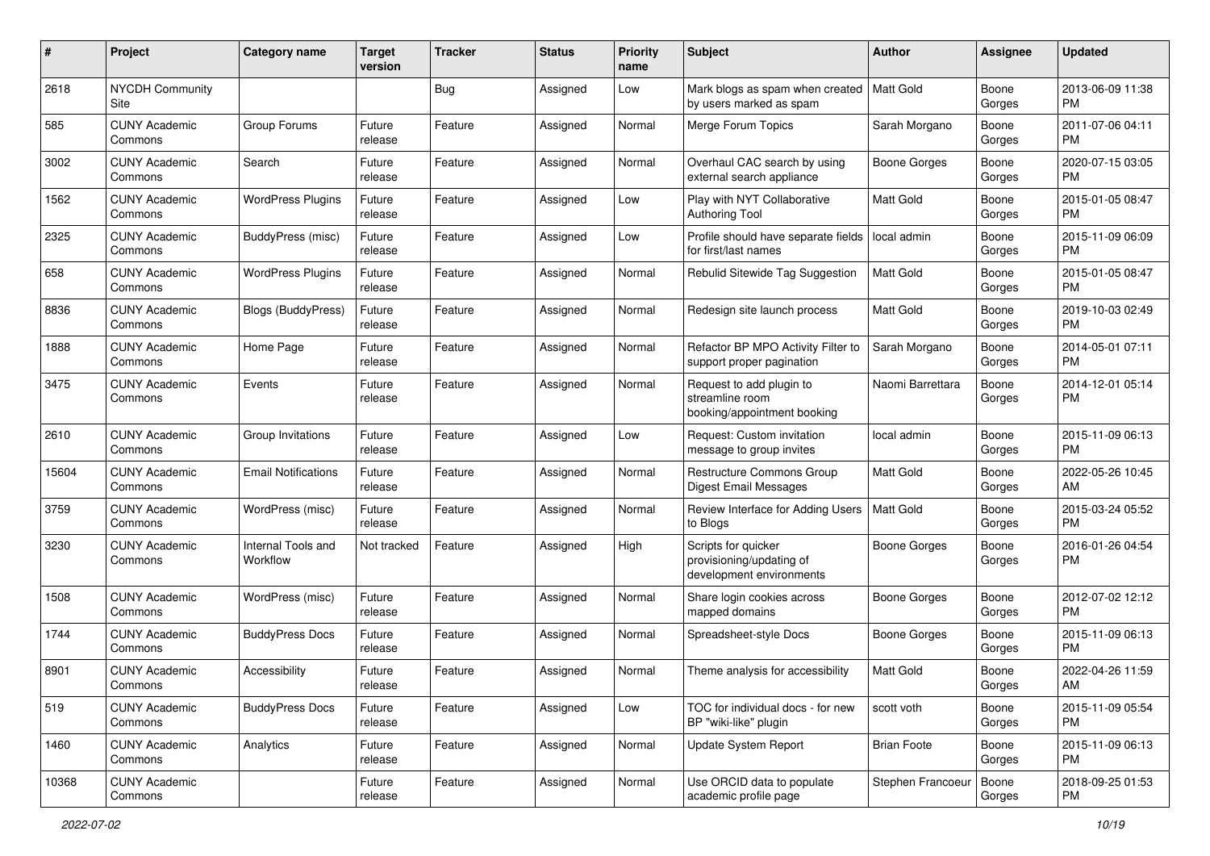| # | Project | Category name | Target version | Tracker | Status | Priority name | Subject | Author | Assignee | Updated |
|---|---|---|---|---|---|---|---|---|---|---|
| 2618 | NYCDH Community Site | | | Bug | Assigned | Low | Mark blogs as spam when created by users marked as spam | Matt Gold | Boone Gorges | 2013-06-09 11:38 PM |
| 585 | CUNY Academic Commons | Group Forums | Future release | Feature | Assigned | Normal | Merge Forum Topics | Sarah Morgano | Boone Gorges | 2011-07-06 04:11 PM |
| 3002 | CUNY Academic Commons | Search | Future release | Feature | Assigned | Normal | Overhaul CAC search by using external search appliance | Boone Gorges | Boone Gorges | 2020-07-15 03:05 PM |
| 1562 | CUNY Academic Commons | WordPress Plugins | Future release | Feature | Assigned | Low | Play with NYT Collaborative Authoring Tool | Matt Gold | Boone Gorges | 2015-01-05 08:47 PM |
| 2325 | CUNY Academic Commons | BuddyPress (misc) | Future release | Feature | Assigned | Low | Profile should have separate fields for first/last names | local admin | Boone Gorges | 2015-11-09 06:09 PM |
| 658 | CUNY Academic Commons | WordPress Plugins | Future release | Feature | Assigned | Normal | Rebulid Sitewide Tag Suggestion | Matt Gold | Boone Gorges | 2015-01-05 08:47 PM |
| 8836 | CUNY Academic Commons | Blogs (BuddyPress) | Future release | Feature | Assigned | Normal | Redesign site launch process | Matt Gold | Boone Gorges | 2019-10-03 02:49 PM |
| 1888 | CUNY Academic Commons | Home Page | Future release | Feature | Assigned | Normal | Refactor BP MPO Activity Filter to support proper pagination | Sarah Morgano | Boone Gorges | 2014-05-01 07:11 PM |
| 3475 | CUNY Academic Commons | Events | Future release | Feature | Assigned | Normal | Request to add plugin to streamline room booking/appointment booking | Naomi Barrettara | Boone Gorges | 2014-12-01 05:14 PM |
| 2610 | CUNY Academic Commons | Group Invitations | Future release | Feature | Assigned | Low | Request: Custom invitation message to group invites | local admin | Boone Gorges | 2015-11-09 06:13 PM |
| 15604 | CUNY Academic Commons | Email Notifications | Future release | Feature | Assigned | Normal | Restructure Commons Group Digest Email Messages | Matt Gold | Boone Gorges | 2022-05-26 10:45 AM |
| 3759 | CUNY Academic Commons | WordPress (misc) | Future release | Feature | Assigned | Normal | Review Interface for Adding Users to Blogs | Matt Gold | Boone Gorges | 2015-03-24 05:52 PM |
| 3230 | CUNY Academic Commons | Internal Tools and Workflow | Not tracked | Feature | Assigned | High | Scripts for quicker provisioning/updating of development environments | Boone Gorges | Boone Gorges | 2016-01-26 04:54 PM |
| 1508 | CUNY Academic Commons | WordPress (misc) | Future release | Feature | Assigned | Normal | Share login cookies across mapped domains | Boone Gorges | Boone Gorges | 2012-07-02 12:12 PM |
| 1744 | CUNY Academic Commons | BuddyPress Docs | Future release | Feature | Assigned | Normal | Spreadsheet-style Docs | Boone Gorges | Boone Gorges | 2015-11-09 06:13 PM |
| 8901 | CUNY Academic Commons | Accessibility | Future release | Feature | Assigned | Normal | Theme analysis for accessibility | Matt Gold | Boone Gorges | 2022-04-26 11:59 AM |
| 519 | CUNY Academic Commons | BuddyPress Docs | Future release | Feature | Assigned | Low | TOC for individual docs - for new BP "wiki-like" plugin | scott voth | Boone Gorges | 2015-11-09 05:54 PM |
| 1460 | CUNY Academic Commons | Analytics | Future release | Feature | Assigned | Normal | Update System Report | Brian Foote | Boone Gorges | 2015-11-09 06:13 PM |
| 10368 | CUNY Academic Commons | | Future release | Feature | Assigned | Normal | Use ORCID data to populate academic profile page | Stephen Francoeur | Boone Gorges | 2018-09-25 01:53 PM |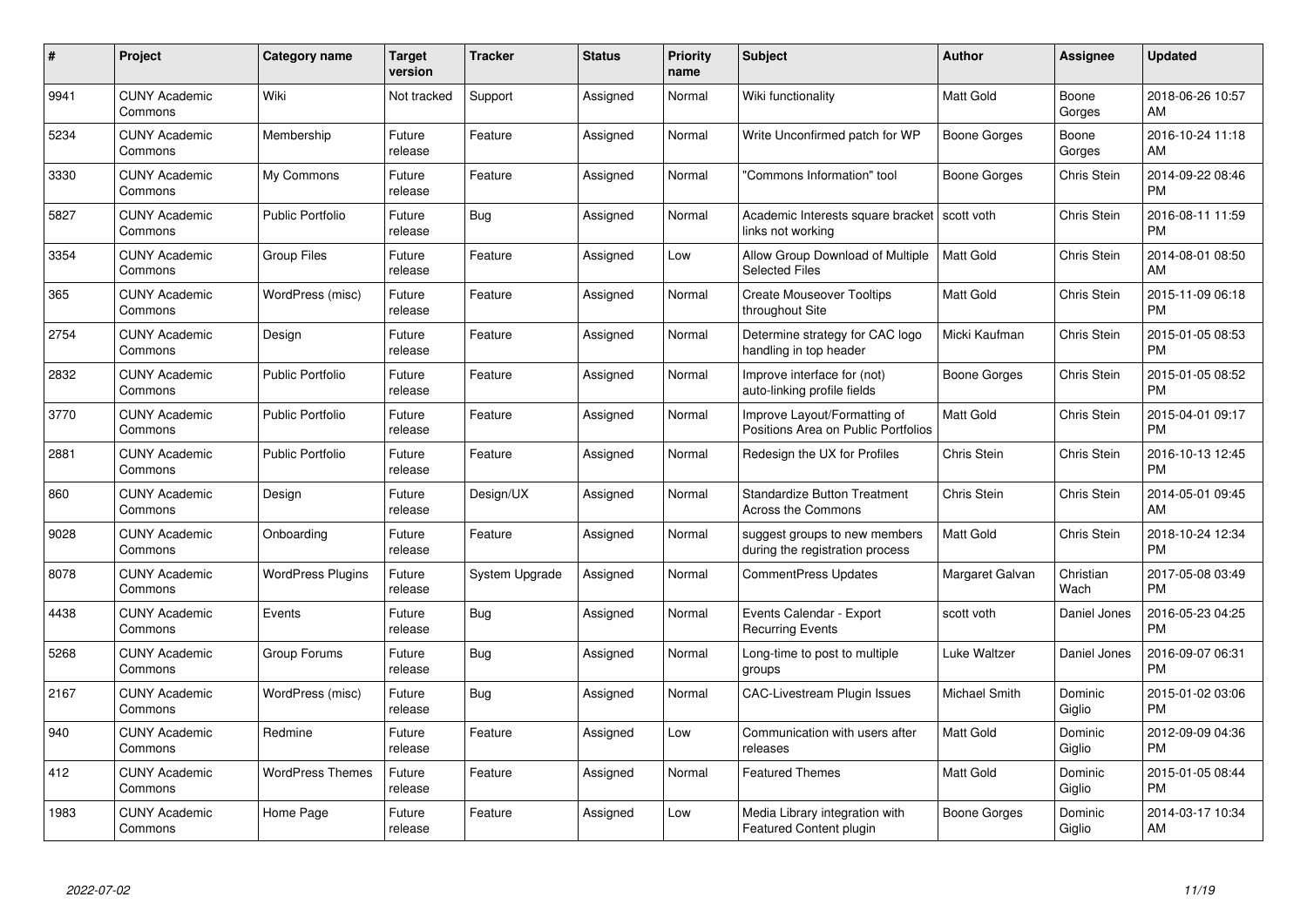| # | Project | Category name | Target version | Tracker | Status | Priority name | Subject | Author | Assignee | Updated |
|---|---|---|---|---|---|---|---|---|---|---|
| 9941 | CUNY Academic Commons | Wiki | Not tracked | Support | Assigned | Normal | Wiki functionality | Matt Gold | Boone Gorges | 2018-06-26 10:57 AM |
| 5234 | CUNY Academic Commons | Membership | Future release | Feature | Assigned | Normal | Write Unconfirmed patch for WP | Boone Gorges | Boone Gorges | 2016-10-24 11:18 AM |
| 3330 | CUNY Academic Commons | My Commons | Future release | Feature | Assigned | Normal | "Commons Information" tool | Boone Gorges | Chris Stein | 2014-09-22 08:46 PM |
| 5827 | CUNY Academic Commons | Public Portfolio | Future release | Bug | Assigned | Normal | Academic Interests square bracket links not working | scott voth | Chris Stein | 2016-08-11 11:59 PM |
| 3354 | CUNY Academic Commons | Group Files | Future release | Feature | Assigned | Low | Allow Group Download of Multiple Selected Files | Matt Gold | Chris Stein | 2014-08-01 08:50 AM |
| 365 | CUNY Academic Commons | WordPress (misc) | Future release | Feature | Assigned | Normal | Create Mouseover Tooltips throughout Site | Matt Gold | Chris Stein | 2015-11-09 06:18 PM |
| 2754 | CUNY Academic Commons | Design | Future release | Feature | Assigned | Normal | Determine strategy for CAC logo handling in top header | Micki Kaufman | Chris Stein | 2015-01-05 08:53 PM |
| 2832 | CUNY Academic Commons | Public Portfolio | Future release | Feature | Assigned | Normal | Improve interface for (not) auto-linking profile fields | Boone Gorges | Chris Stein | 2015-01-05 08:52 PM |
| 3770 | CUNY Academic Commons | Public Portfolio | Future release | Feature | Assigned | Normal | Improve Layout/Formatting of Positions Area on Public Portfolios | Matt Gold | Chris Stein | 2015-04-01 09:17 PM |
| 2881 | CUNY Academic Commons | Public Portfolio | Future release | Feature | Assigned | Normal | Redesign the UX for Profiles | Chris Stein | Chris Stein | 2016-10-13 12:45 PM |
| 860 | CUNY Academic Commons | Design | Future release | Design/UX | Assigned | Normal | Standardize Button Treatment Across the Commons | Chris Stein | Chris Stein | 2014-05-01 09:45 AM |
| 9028 | CUNY Academic Commons | Onboarding | Future release | Feature | Assigned | Normal | suggest groups to new members during the registration process | Matt Gold | Chris Stein | 2018-10-24 12:34 PM |
| 8078 | CUNY Academic Commons | WordPress Plugins | Future release | System Upgrade | Assigned | Normal | CommentPress Updates | Margaret Galvan | Christian Wach | 2017-05-08 03:49 PM |
| 4438 | CUNY Academic Commons | Events | Future release | Bug | Assigned | Normal | Events Calendar - Export Recurring Events | scott voth | Daniel Jones | 2016-05-23 04:25 PM |
| 5268 | CUNY Academic Commons | Group Forums | Future release | Bug | Assigned | Normal | Long-time to post to multiple groups | Luke Waltzer | Daniel Jones | 2016-09-07 06:31 PM |
| 2167 | CUNY Academic Commons | WordPress (misc) | Future release | Bug | Assigned | Normal | CAC-Livestream Plugin Issues | Michael Smith | Dominic Giglio | 2015-01-02 03:06 PM |
| 940 | CUNY Academic Commons | Redmine | Future release | Feature | Assigned | Low | Communication with users after releases | Matt Gold | Dominic Giglio | 2012-09-09 04:36 PM |
| 412 | CUNY Academic Commons | WordPress Themes | Future release | Feature | Assigned | Normal | Featured Themes | Matt Gold | Dominic Giglio | 2015-01-05 08:44 PM |
| 1983 | CUNY Academic Commons | Home Page | Future release | Feature | Assigned | Low | Media Library integration with Featured Content plugin | Boone Gorges | Dominic Giglio | 2014-03-17 10:34 AM |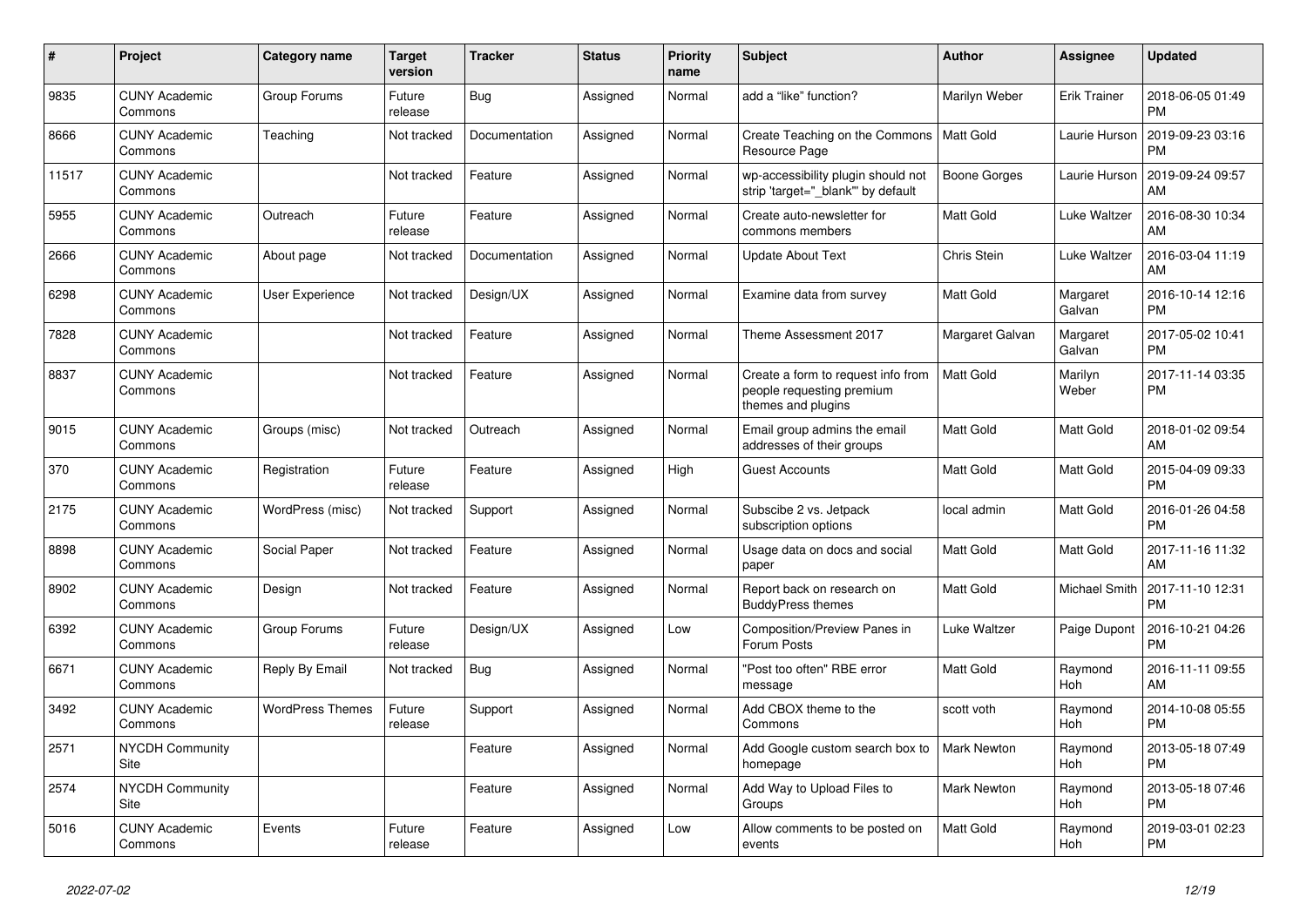| # | Project | Category name | Target version | Tracker | Status | Priority name | Subject | Author | Assignee | Updated |
|---|---|---|---|---|---|---|---|---|---|---|
| 9835 | CUNY Academic Commons | Group Forums | Future release | Bug | Assigned | Normal | add a "like" function? | Marilyn Weber | Erik Trainer | 2018-06-05 01:49 PM |
| 8666 | CUNY Academic Commons | Teaching | Not tracked | Documentation | Assigned | Normal | Create Teaching on the Commons Resource Page | Matt Gold | Laurie Hurson | 2019-09-23 03:16 PM |
| 11517 | CUNY Academic Commons | | Not tracked | Feature | Assigned | Normal | wp-accessibility plugin should not strip 'target="_blank"' by default | Boone Gorges | Laurie Hurson | 2019-09-24 09:57 AM |
| 5955 | CUNY Academic Commons | Outreach | Future release | Feature | Assigned | Normal | Create auto-newsletter for commons members | Matt Gold | Luke Waltzer | 2016-08-30 10:34 AM |
| 2666 | CUNY Academic Commons | About page | Not tracked | Documentation | Assigned | Normal | Update About Text | Chris Stein | Luke Waltzer | 2016-03-04 11:19 AM |
| 6298 | CUNY Academic Commons | User Experience | Not tracked | Design/UX | Assigned | Normal | Examine data from survey | Matt Gold | Margaret Galvan | 2016-10-14 12:16 PM |
| 7828 | CUNY Academic Commons | | Not tracked | Feature | Assigned | Normal | Theme Assessment 2017 | Margaret Galvan | Margaret Galvan | 2017-05-02 10:41 PM |
| 8837 | CUNY Academic Commons | | Not tracked | Feature | Assigned | Normal | Create a form to request info from people requesting premium themes and plugins | Matt Gold | Marilyn Weber | 2017-11-14 03:35 PM |
| 9015 | CUNY Academic Commons | Groups (misc) | Not tracked | Outreach | Assigned | Normal | Email group admins the email addresses of their groups | Matt Gold | Matt Gold | 2018-01-02 09:54 AM |
| 370 | CUNY Academic Commons | Registration | Future release | Feature | Assigned | High | Guest Accounts | Matt Gold | Matt Gold | 2015-04-09 09:33 PM |
| 2175 | CUNY Academic Commons | WordPress (misc) | Not tracked | Support | Assigned | Normal | Subscibe 2 vs. Jetpack subscription options | local admin | Matt Gold | 2016-01-26 04:58 PM |
| 8898 | CUNY Academic Commons | Social Paper | Not tracked | Feature | Assigned | Normal | Usage data on docs and social paper | Matt Gold | Matt Gold | 2017-11-16 11:32 AM |
| 8902 | CUNY Academic Commons | Design | Not tracked | Feature | Assigned | Normal | Report back on research on BuddyPress themes | Matt Gold | Michael Smith | 2017-11-10 12:31 PM |
| 6392 | CUNY Academic Commons | Group Forums | Future release | Design/UX | Assigned | Low | Composition/Preview Panes in Forum Posts | Luke Waltzer | Paige Dupont | 2016-10-21 04:26 PM |
| 6671 | CUNY Academic Commons | Reply By Email | Not tracked | Bug | Assigned | Normal | "Post too often" RBE error message | Matt Gold | Raymond Hoh | 2016-11-11 09:55 AM |
| 3492 | CUNY Academic Commons | WordPress Themes | Future release | Support | Assigned | Normal | Add CBOX theme to the Commons | scott voth | Raymond Hoh | 2014-10-08 05:55 PM |
| 2571 | NYCDH Community Site | | | Feature | Assigned | Normal | Add Google custom search box to homepage | Mark Newton | Raymond Hoh | 2013-05-18 07:49 PM |
| 2574 | NYCDH Community Site | | | Feature | Assigned | Normal | Add Way to Upload Files to Groups | Mark Newton | Raymond Hoh | 2013-05-18 07:46 PM |
| 5016 | CUNY Academic Commons | Events | Future release | Feature | Assigned | Low | Allow comments to be posted on events | Matt Gold | Raymond Hoh | 2019-03-01 02:23 PM |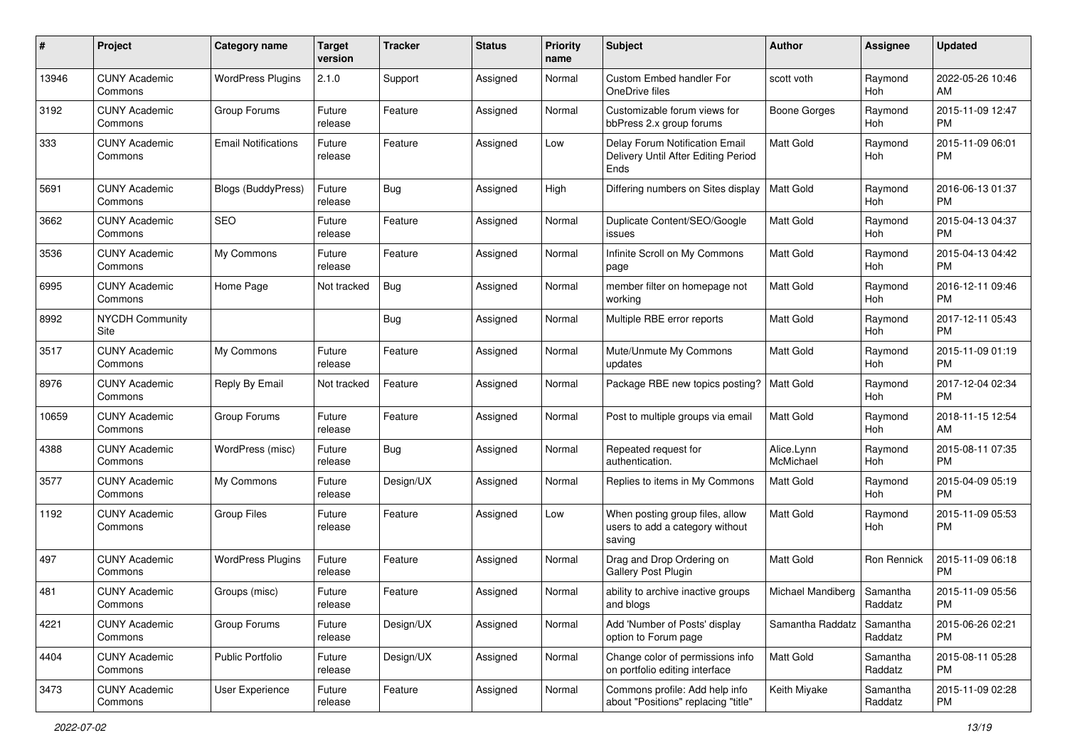| # | Project | Category name | Target version | Tracker | Status | Priority name | Subject | Author | Assignee | Updated |
|---|---|---|---|---|---|---|---|---|---|---|
| 13946 | CUNY Academic Commons | WordPress Plugins | 2.1.0 | Support | Assigned | Normal | Custom Embed handler For OneDrive files | scott voth | Raymond Hoh | 2022-05-26 10:46 AM |
| 3192 | CUNY Academic Commons | Group Forums | Future release | Feature | Assigned | Normal | Customizable forum views for bbPress 2.x group forums | Boone Gorges | Raymond Hoh | 2015-11-09 12:47 PM |
| 333 | CUNY Academic Commons | Email Notifications | Future release | Feature | Assigned | Low | Delay Forum Notification Email Delivery Until After Editing Period Ends | Matt Gold | Raymond Hoh | 2015-11-09 06:01 PM |
| 5691 | CUNY Academic Commons | Blogs (BuddyPress) | Future release | Bug | Assigned | High | Differing numbers on Sites display | Matt Gold | Raymond Hoh | 2016-06-13 01:37 PM |
| 3662 | CUNY Academic Commons | SEO | Future release | Feature | Assigned | Normal | Duplicate Content/SEO/Google issues | Matt Gold | Raymond Hoh | 2015-04-13 04:37 PM |
| 3536 | CUNY Academic Commons | My Commons | Future release | Feature | Assigned | Normal | Infinite Scroll on My Commons page | Matt Gold | Raymond Hoh | 2015-04-13 04:42 PM |
| 6995 | CUNY Academic Commons | Home Page | Not tracked | Bug | Assigned | Normal | member filter on homepage not working | Matt Gold | Raymond Hoh | 2016-12-11 09:46 PM |
| 8992 | NYCDH Community Site | | | Bug | Assigned | Normal | Multiple RBE error reports | Matt Gold | Raymond Hoh | 2017-12-11 05:43 PM |
| 3517 | CUNY Academic Commons | My Commons | Future release | Feature | Assigned | Normal | Mute/Unmute My Commons updates | Matt Gold | Raymond Hoh | 2015-11-09 01:19 PM |
| 8976 | CUNY Academic Commons | Reply By Email | Not tracked | Feature | Assigned | Normal | Package RBE new topics posting? | Matt Gold | Raymond Hoh | 2017-12-04 02:34 PM |
| 10659 | CUNY Academic Commons | Group Forums | Future release | Feature | Assigned | Normal | Post to multiple groups via email | Matt Gold | Raymond Hoh | 2018-11-15 12:54 AM |
| 4388 | CUNY Academic Commons | WordPress (misc) | Future release | Bug | Assigned | Normal | Repeated request for authentication. | Alice.Lynn McMichael | Raymond Hoh | 2015-08-11 07:35 PM |
| 3577 | CUNY Academic Commons | My Commons | Future release | Design/UX | Assigned | Normal | Replies to items in My Commons | Matt Gold | Raymond Hoh | 2015-04-09 05:19 PM |
| 1192 | CUNY Academic Commons | Group Files | Future release | Feature | Assigned | Low | When posting group files, allow users to add a category without saving | Matt Gold | Raymond Hoh | 2015-11-09 05:53 PM |
| 497 | CUNY Academic Commons | WordPress Plugins | Future release | Feature | Assigned | Normal | Drag and Drop Ordering on Gallery Post Plugin | Matt Gold | Ron Rennick | 2015-11-09 06:18 PM |
| 481 | CUNY Academic Commons | Groups (misc) | Future release | Feature | Assigned | Normal | ability to archive inactive groups and blogs | Michael Mandiberg | Samantha Raddatz | 2015-11-09 05:56 PM |
| 4221 | CUNY Academic Commons | Group Forums | Future release | Design/UX | Assigned | Normal | Add 'Number of Posts' display option to Forum page | Samantha Raddatz | Samantha Raddatz | 2015-06-26 02:21 PM |
| 4404 | CUNY Academic Commons | Public Portfolio | Future release | Design/UX | Assigned | Normal | Change color of permissions info on portfolio editing interface | Matt Gold | Samantha Raddatz | 2015-08-11 05:28 PM |
| 3473 | CUNY Academic Commons | User Experience | Future release | Feature | Assigned | Normal | Commons profile: Add help info about "Positions" replacing "title" | Keith Miyake | Samantha Raddatz | 2015-11-09 02:28 PM |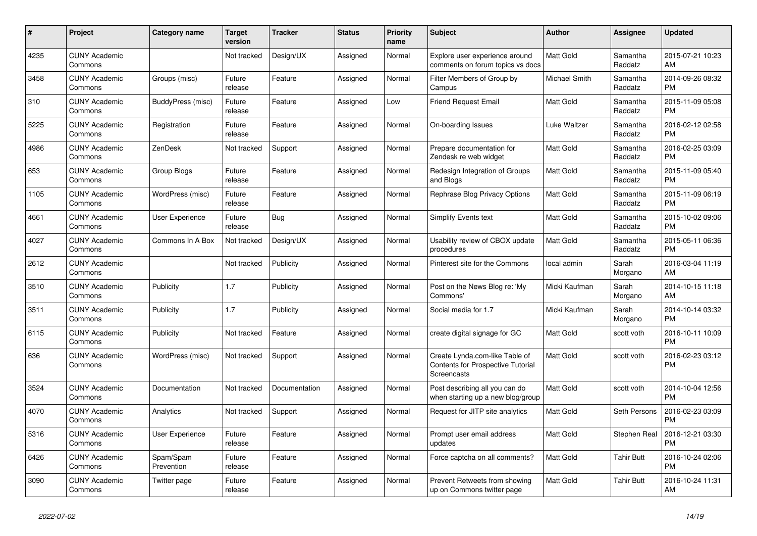| # | Project | Category name | Target version | Tracker | Status | Priority name | Subject | Author | Assignee | Updated |
|---|---|---|---|---|---|---|---|---|---|---|
| 4235 | CUNY Academic Commons | | Not tracked | Design/UX | Assigned | Normal | Explore user experience around comments on forum topics vs docs | Matt Gold | Samantha Raddatz | 2015-07-21 10:23 AM |
| 3458 | CUNY Academic Commons | Groups (misc) | Future release | Feature | Assigned | Normal | Filter Members of Group by Campus | Michael Smith | Samantha Raddatz | 2014-09-26 08:32 PM |
| 310 | CUNY Academic Commons | BuddyPress (misc) | Future release | Feature | Assigned | Low | Friend Request Email | Matt Gold | Samantha Raddatz | 2015-11-09 05:08 PM |
| 5225 | CUNY Academic Commons | Registration | Future release | Feature | Assigned | Normal | On-boarding Issues | Luke Waltzer | Samantha Raddatz | 2016-02-12 02:58 PM |
| 4986 | CUNY Academic Commons | ZenDesk | Not tracked | Support | Assigned | Normal | Prepare documentation for Zendesk re web widget | Matt Gold | Samantha Raddatz | 2016-02-25 03:09 PM |
| 653 | CUNY Academic Commons | Group Blogs | Future release | Feature | Assigned | Normal | Redesign Integration of Groups and Blogs | Matt Gold | Samantha Raddatz | 2015-11-09 05:40 PM |
| 1105 | CUNY Academic Commons | WordPress (misc) | Future release | Feature | Assigned | Normal | Rephrase Blog Privacy Options | Matt Gold | Samantha Raddatz | 2015-11-09 06:19 PM |
| 4661 | CUNY Academic Commons | User Experience | Future release | Bug | Assigned | Normal | Simplify Events text | Matt Gold | Samantha Raddatz | 2015-10-02 09:06 PM |
| 4027 | CUNY Academic Commons | Commons In A Box | Not tracked | Design/UX | Assigned | Normal | Usability review of CBOX update procedures | Matt Gold | Samantha Raddatz | 2015-05-11 06:36 PM |
| 2612 | CUNY Academic Commons | | Not tracked | Publicity | Assigned | Normal | Pinterest site for the Commons | local admin | Sarah Morgano | 2016-03-04 11:19 AM |
| 3510 | CUNY Academic Commons | Publicity | 1.7 | Publicity | Assigned | Normal | Post on the News Blog re: 'My Commons' | Micki Kaufman | Sarah Morgano | 2014-10-15 11:18 AM |
| 3511 | CUNY Academic Commons | Publicity | 1.7 | Publicity | Assigned | Normal | Social media for 1.7 | Micki Kaufman | Sarah Morgano | 2014-10-14 03:32 PM |
| 6115 | CUNY Academic Commons | Publicity | Not tracked | Feature | Assigned | Normal | create digital signage for GC | Matt Gold | scott voth | 2016-10-11 10:09 PM |
| 636 | CUNY Academic Commons | WordPress (misc) | Not tracked | Support | Assigned | Normal | Create Lynda.com-like Table of Contents for Prospective Tutorial Screencasts | Matt Gold | scott voth | 2016-02-23 03:12 PM |
| 3524 | CUNY Academic Commons | Documentation | Not tracked | Documentation | Assigned | Normal | Post describing all you can do when starting up a new blog/group | Matt Gold | scott voth | 2014-10-04 12:56 PM |
| 4070 | CUNY Academic Commons | Analytics | Not tracked | Support | Assigned | Normal | Request for JITP site analytics | Matt Gold | Seth Persons | 2016-02-23 03:09 PM |
| 5316 | CUNY Academic Commons | User Experience | Future release | Feature | Assigned | Normal | Prompt user email address updates | Matt Gold | Stephen Real | 2016-12-21 03:30 PM |
| 6426 | CUNY Academic Commons | Spam/Spam Prevention | Future release | Feature | Assigned | Normal | Force captcha on all comments? | Matt Gold | Tahir Butt | 2016-10-24 02:06 PM |
| 3090 | CUNY Academic Commons | Twitter page | Future release | Feature | Assigned | Normal | Prevent Retweets from showing up on Commons twitter page | Matt Gold | Tahir Butt | 2016-10-24 11:31 AM |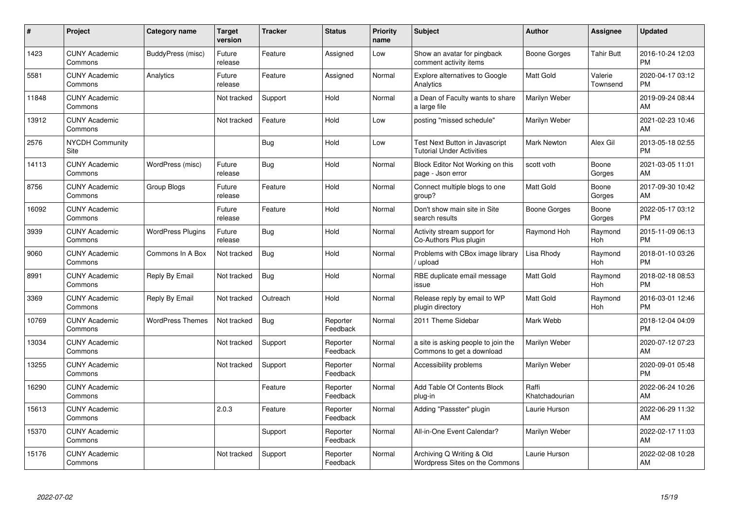| # | Project | Category name | Target version | Tracker | Status | Priority name | Subject | Author | Assignee | Updated |
|---|---|---|---|---|---|---|---|---|---|---|
| 1423 | CUNY Academic Commons | BuddyPress (misc) | Future release | Feature | Assigned | Low | Show an avatar for pingback comment activity items | Boone Gorges | Tahir Butt | 2016-10-24 12:03 PM |
| 5581 | CUNY Academic Commons | Analytics | Future release | Feature | Assigned | Normal | Explore alternatives to Google Analytics | Matt Gold | Valerie Townsend | 2020-04-17 03:12 PM |
| 11848 | CUNY Academic Commons | | Not tracked | Support | Hold | Normal | a Dean of Faculty wants to share a large file | Marilyn Weber | | 2019-09-24 08:44 AM |
| 13912 | CUNY Academic Commons | | Not tracked | Feature | Hold | Low | posting "missed schedule" | Marilyn Weber | | 2021-02-23 10:46 AM |
| 2576 | NYCDH Community Site | | | Bug | Hold | Low | Test Next Button in Javascript Tutorial Under Activities | Mark Newton | Alex Gil | 2013-05-18 02:55 PM |
| 14113 | CUNY Academic Commons | WordPress (misc) | Future release | Bug | Hold | Normal | Block Editor Not Working on this page - Json error | scott voth | Boone Gorges | 2021-03-05 11:01 AM |
| 8756 | CUNY Academic Commons | Group Blogs | Future release | Feature | Hold | Normal | Connect multiple blogs to one group? | Matt Gold | Boone Gorges | 2017-09-30 10:42 AM |
| 16092 | CUNY Academic Commons | | Future release | Feature | Hold | Normal | Don't show main site in Site search results | Boone Gorges | Boone Gorges | 2022-05-17 03:12 PM |
| 3939 | CUNY Academic Commons | WordPress Plugins | Future release | Bug | Hold | Normal | Activity stream support for Co-Authors Plus plugin | Raymond Hoh | Raymond Hoh | 2015-11-09 06:13 PM |
| 9060 | CUNY Academic Commons | Commons In A Box | Not tracked | Bug | Hold | Normal | Problems with CBox image library / upload | Lisa Rhody | Raymond Hoh | 2018-01-10 03:26 PM |
| 8991 | CUNY Academic Commons | Reply By Email | Not tracked | Bug | Hold | Normal | RBE duplicate email message issue | Matt Gold | Raymond Hoh | 2018-02-18 08:53 PM |
| 3369 | CUNY Academic Commons | Reply By Email | Not tracked | Outreach | Hold | Normal | Release reply by email to WP plugin directory | Matt Gold | Raymond Hoh | 2016-03-01 12:46 PM |
| 10769 | CUNY Academic Commons | WordPress Themes | Not tracked | Bug | Reporter Feedback | Normal | 2011 Theme Sidebar | Mark Webb | | 2018-12-04 04:09 PM |
| 13034 | CUNY Academic Commons | | Not tracked | Support | Reporter Feedback | Normal | a site is asking people to join the Commons to get a download | Marilyn Weber | | 2020-07-12 07:23 AM |
| 13255 | CUNY Academic Commons | | Not tracked | Support | Reporter Feedback | Normal | Accessibility problems | Marilyn Weber | | 2020-09-01 05:48 PM |
| 16290 | CUNY Academic Commons | | | Feature | Reporter Feedback | Normal | Add Table Of Contents Block plug-in | Raffi Khatchadourian | | 2022-06-24 10:26 AM |
| 15613 | CUNY Academic Commons | | 2.0.3 | Feature | Reporter Feedback | Normal | Adding "Passster" plugin | Laurie Hurson | | 2022-06-29 11:32 AM |
| 15370 | CUNY Academic Commons | | | Support | Reporter Feedback | Normal | All-in-One Event Calendar? | Marilyn Weber | | 2022-02-17 11:03 AM |
| 15176 | CUNY Academic Commons | | Not tracked | Support | Reporter Feedback | Normal | Archiving Q Writing & Old Wordpress Sites on the Commons | Laurie Hurson | | 2022-02-08 10:28 AM |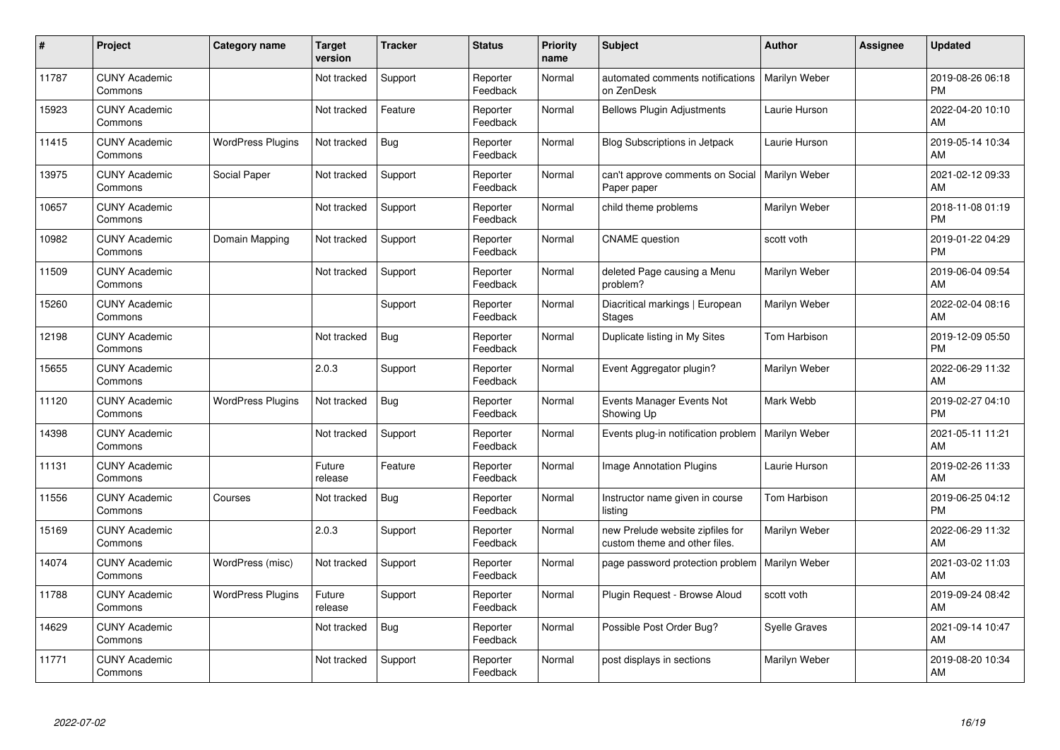| # | Project | Category name | Target version | Tracker | Status | Priority name | Subject | Author | Assignee | Updated |
|---|---|---|---|---|---|---|---|---|---|---|
| 11787 | CUNY Academic Commons | | Not tracked | Support | Reporter Feedback | Normal | automated comments notifications on ZenDesk | Marilyn Weber | | 2019-08-26 06:18 PM |
| 15923 | CUNY Academic Commons | | Not tracked | Feature | Reporter Feedback | Normal | Bellows Plugin Adjustments | Laurie Hurson | | 2022-04-20 10:10 AM |
| 11415 | CUNY Academic Commons | WordPress Plugins | Not tracked | Bug | Reporter Feedback | Normal | Blog Subscriptions in Jetpack | Laurie Hurson | | 2019-05-14 10:34 AM |
| 13975 | CUNY Academic Commons | Social Paper | Not tracked | Support | Reporter Feedback | Normal | can't approve comments on Social Paper paper | Marilyn Weber | | 2021-02-12 09:33 AM |
| 10657 | CUNY Academic Commons | | Not tracked | Support | Reporter Feedback | Normal | child theme problems | Marilyn Weber | | 2018-11-08 01:19 PM |
| 10982 | CUNY Academic Commons | Domain Mapping | Not tracked | Support | Reporter Feedback | Normal | CNAME question | scott voth | | 2019-01-22 04:29 PM |
| 11509 | CUNY Academic Commons | | Not tracked | Support | Reporter Feedback | Normal | deleted Page causing a Menu problem? | Marilyn Weber | | 2019-06-04 09:54 AM |
| 15260 | CUNY Academic Commons | | | Support | Reporter Feedback | Normal | Diacritical markings \| European Stages | Marilyn Weber | | 2022-02-04 08:16 AM |
| 12198 | CUNY Academic Commons | | Not tracked | Bug | Reporter Feedback | Normal | Duplicate listing in My Sites | Tom Harbison | | 2019-12-09 05:50 PM |
| 15655 | CUNY Academic Commons | | 2.0.3 | Support | Reporter Feedback | Normal | Event Aggregator plugin? | Marilyn Weber | | 2022-06-29 11:32 AM |
| 11120 | CUNY Academic Commons | WordPress Plugins | Not tracked | Bug | Reporter Feedback | Normal | Events Manager Events Not Showing Up | Mark Webb | | 2019-02-27 04:10 PM |
| 14398 | CUNY Academic Commons | | Not tracked | Support | Reporter Feedback | Normal | Events plug-in notification problem | Marilyn Weber | | 2021-05-11 11:21 AM |
| 11131 | CUNY Academic Commons | | Future release | Feature | Reporter Feedback | Normal | Image Annotation Plugins | Laurie Hurson | | 2019-02-26 11:33 AM |
| 11556 | CUNY Academic Commons | Courses | Not tracked | Bug | Reporter Feedback | Normal | Instructor name given in course listing | Tom Harbison | | 2019-06-25 04:12 PM |
| 15169 | CUNY Academic Commons | | 2.0.3 | Support | Reporter Feedback | Normal | new Prelude website zipfiles for custom theme and other files. | Marilyn Weber | | 2022-06-29 11:32 AM |
| 14074 | CUNY Academic Commons | WordPress (misc) | Not tracked | Support | Reporter Feedback | Normal | page password protection problem | Marilyn Weber | | 2021-03-02 11:03 AM |
| 11788 | CUNY Academic Commons | WordPress Plugins | Future release | Support | Reporter Feedback | Normal | Plugin Request - Browse Aloud | scott voth | | 2019-09-24 08:42 AM |
| 14629 | CUNY Academic Commons | | Not tracked | Bug | Reporter Feedback | Normal | Possible Post Order Bug? | Syelle Graves | | 2021-09-14 10:47 AM |
| 11771 | CUNY Academic Commons | | Not tracked | Support | Reporter Feedback | Normal | post displays in sections | Marilyn Weber | | 2019-08-20 10:34 AM |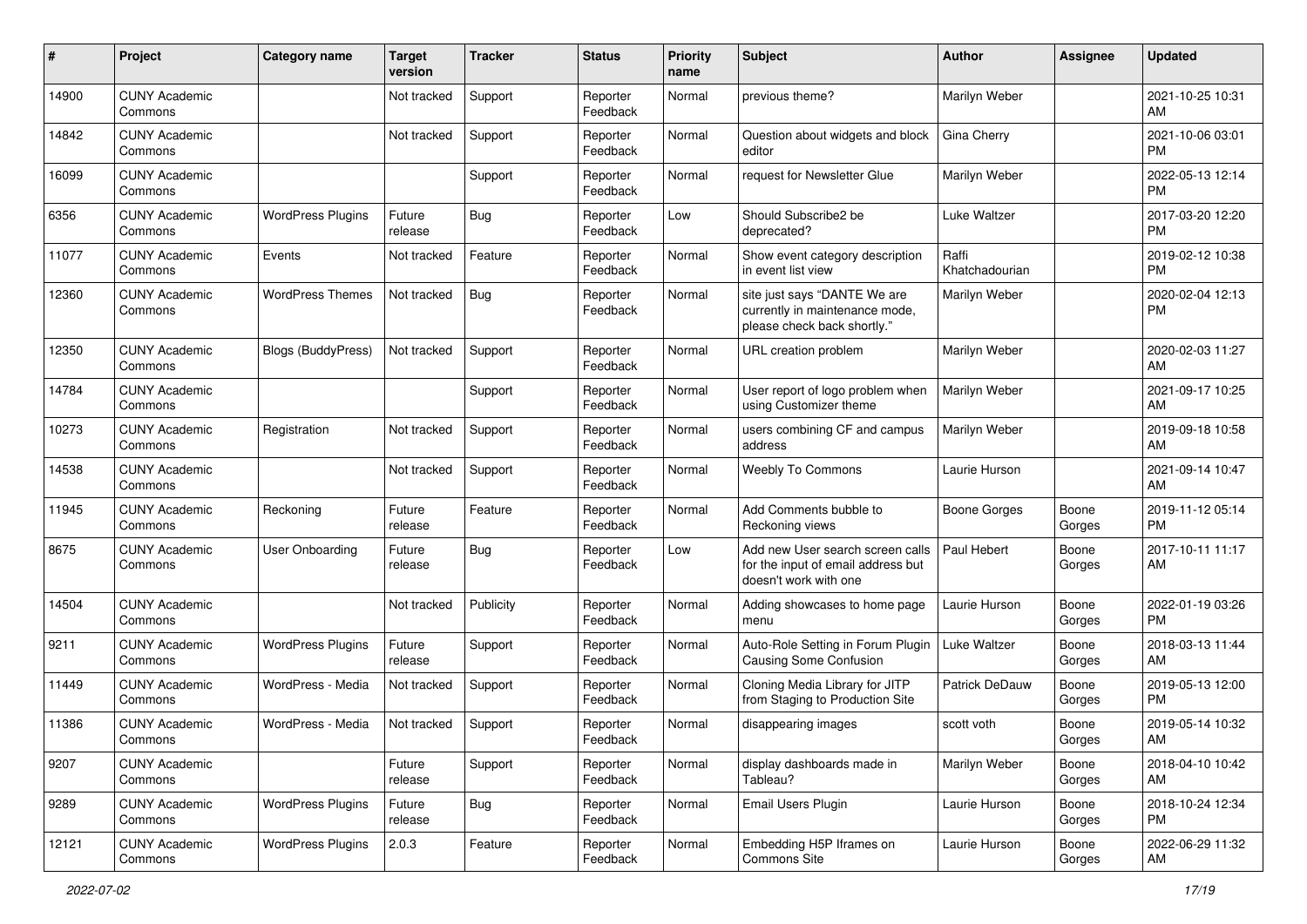| # | Project | Category name | Target version | Tracker | Status | Priority name | Subject | Author | Assignee | Updated |
|---|---|---|---|---|---|---|---|---|---|---|
| 14900 | CUNY Academic Commons | | Not tracked | Support | Reporter Feedback | Normal | previous theme? | Marilyn Weber | | 2021-10-25 10:31 AM |
| 14842 | CUNY Academic Commons | | Not tracked | Support | Reporter Feedback | Normal | Question about widgets and block editor | Gina Cherry | | 2021-10-06 03:01 PM |
| 16099 | CUNY Academic Commons | | | Support | Reporter Feedback | Normal | request for Newsletter Glue | Marilyn Weber | | 2022-05-13 12:14 PM |
| 6356 | CUNY Academic Commons | WordPress Plugins | Future release | Bug | Reporter Feedback | Low | Should Subscribe2 be deprecated? | Luke Waltzer | | 2017-03-20 12:20 PM |
| 11077 | CUNY Academic Commons | Events | Not tracked | Feature | Reporter Feedback | Normal | Show event category description in event list view | Raffi Khatchadourian | | 2019-02-12 10:38 PM |
| 12360 | CUNY Academic Commons | WordPress Themes | Not tracked | Bug | Reporter Feedback | Normal | site just says "DANTE We are currently in maintenance mode, please check back shortly." | Marilyn Weber | | 2020-02-04 12:13 PM |
| 12350 | CUNY Academic Commons | Blogs (BuddyPress) | Not tracked | Support | Reporter Feedback | Normal | URL creation problem | Marilyn Weber | | 2020-02-03 11:27 AM |
| 14784 | CUNY Academic Commons | | | Support | Reporter Feedback | Normal | User report of logo problem when using Customizer theme | Marilyn Weber | | 2021-09-17 10:25 AM |
| 10273 | CUNY Academic Commons | Registration | Not tracked | Support | Reporter Feedback | Normal | users combining CF and campus address | Marilyn Weber | | 2019-09-18 10:58 AM |
| 14538 | CUNY Academic Commons | | Not tracked | Support | Reporter Feedback | Normal | Weebly To Commons | Laurie Hurson | | 2021-09-14 10:47 AM |
| 11945 | CUNY Academic Commons | Reckoning | Future release | Feature | Reporter Feedback | Normal | Add Comments bubble to Reckoning views | Boone Gorges | Boone Gorges | 2019-11-12 05:14 PM |
| 8675 | CUNY Academic Commons | User Onboarding | Future release | Bug | Reporter Feedback | Low | Add new User search screen calls for the input of email address but doesn't work with one | Paul Hebert | Boone Gorges | 2017-10-11 11:17 AM |
| 14504 | CUNY Academic Commons | | Not tracked | Publicity | Reporter Feedback | Normal | Adding showcases to home page menu | Laurie Hurson | Boone Gorges | 2022-01-19 03:26 PM |
| 9211 | CUNY Academic Commons | WordPress Plugins | Future release | Support | Reporter Feedback | Normal | Auto-Role Setting in Forum Plugin Causing Some Confusion | Luke Waltzer | Boone Gorges | 2018-03-13 11:44 AM |
| 11449 | CUNY Academic Commons | WordPress - Media | Not tracked | Support | Reporter Feedback | Normal | Cloning Media Library for JITP from Staging to Production Site | Patrick DeDauw | Boone Gorges | 2019-05-13 12:00 PM |
| 11386 | CUNY Academic Commons | WordPress - Media | Not tracked | Support | Reporter Feedback | Normal | disappearing images | scott voth | Boone Gorges | 2019-05-14 10:32 AM |
| 9207 | CUNY Academic Commons | | Future release | Support | Reporter Feedback | Normal | display dashboards made in Tableau? | Marilyn Weber | Boone Gorges | 2018-04-10 10:42 AM |
| 9289 | CUNY Academic Commons | WordPress Plugins | Future release | Bug | Reporter Feedback | Normal | Email Users Plugin | Laurie Hurson | Boone Gorges | 2018-10-24 12:34 PM |
| 12121 | CUNY Academic Commons | WordPress Plugins | 2.0.3 | Feature | Reporter Feedback | Normal | Embedding H5P Iframes on Commons Site | Laurie Hurson | Boone Gorges | 2022-06-29 11:32 AM |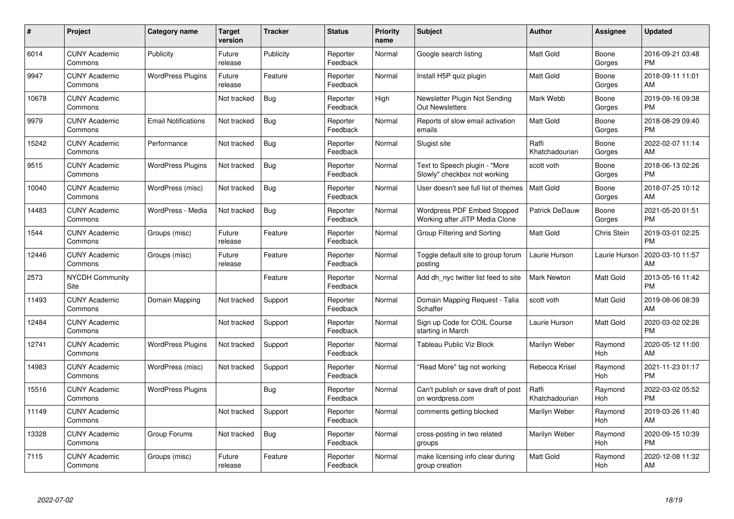| # | Project | Category name | Target version | Tracker | Status | Priority name | Subject | Author | Assignee | Updated |
|---|---|---|---|---|---|---|---|---|---|---|
| 6014 | CUNY Academic Commons | Publicity | Future release | Publicity | Reporter Feedback | Normal | Google search listing | Matt Gold | Boone Gorges | 2016-09-21 03:48 PM |
| 9947 | CUNY Academic Commons | WordPress Plugins | Future release | Feature | Reporter Feedback | Normal | Install H5P quiz plugin | Matt Gold | Boone Gorges | 2018-09-11 11:01 AM |
| 10678 | CUNY Academic Commons | | Not tracked | Bug | Reporter Feedback | High | Newsletter Plugin Not Sending Out Newsletters | Mark Webb | Boone Gorges | 2019-09-16 09:38 PM |
| 9979 | CUNY Academic Commons | Email Notifications | Not tracked | Bug | Reporter Feedback | Normal | Reports of slow email activation emails | Matt Gold | Boone Gorges | 2018-08-29 09:40 PM |
| 15242 | CUNY Academic Commons | Performance | Not tracked | Bug | Reporter Feedback | Normal | Slugist site | Raffi Khatchadourian | Boone Gorges | 2022-02-07 11:14 AM |
| 9515 | CUNY Academic Commons | WordPress Plugins | Not tracked | Bug | Reporter Feedback | Normal | Text to Speech plugin - "More Slowly" checkbox not working | scott voth | Boone Gorges | 2018-06-13 02:26 PM |
| 10040 | CUNY Academic Commons | WordPress (misc) | Not tracked | Bug | Reporter Feedback | Normal | User doesn't see full list of themes | Matt Gold | Boone Gorges | 2018-07-25 10:12 AM |
| 14483 | CUNY Academic Commons | WordPress - Media | Not tracked | Bug | Reporter Feedback | Normal | Wordpress PDF Embed Stopped Working after JITP Media Clone | Patrick DeDauw | Boone Gorges | 2021-05-20 01:51 PM |
| 1544 | CUNY Academic Commons | Groups (misc) | Future release | Feature | Reporter Feedback | Normal | Group Filtering and Sorting | Matt Gold | Chris Stein | 2019-03-01 02:25 PM |
| 12446 | CUNY Academic Commons | Groups (misc) | Future release | Feature | Reporter Feedback | Normal | Toggle default site to group forum posting | Laurie Hurson | Laurie Hurson | 2020-03-10 11:57 AM |
| 2573 | NYCDH Community Site | | | Feature | Reporter Feedback | Normal | Add dh_nyc twitter list feed to site | Mark Newton | Matt Gold | 2013-05-16 11:42 PM |
| 11493 | CUNY Academic Commons | Domain Mapping | Not tracked | Support | Reporter Feedback | Normal | Domain Mapping Request - Talia Schaffer | scott voth | Matt Gold | 2019-08-06 08:39 AM |
| 12484 | CUNY Academic Commons | | Not tracked | Support | Reporter Feedback | Normal | Sign up Code for COIL Course starting in March | Laurie Hurson | Matt Gold | 2020-03-02 02:26 PM |
| 12741 | CUNY Academic Commons | WordPress Plugins | Not tracked | Support | Reporter Feedback | Normal | Tableau Public Viz Block | Marilyn Weber | Raymond Hoh | 2020-05-12 11:00 AM |
| 14983 | CUNY Academic Commons | WordPress (misc) | Not tracked | Support | Reporter Feedback | Normal | "Read More" tag not working | Rebecca Krisel | Raymond Hoh | 2021-11-23 01:17 PM |
| 15516 | CUNY Academic Commons | WordPress Plugins | | Bug | Reporter Feedback | Normal | Can't publish or save draft of post on wordpress.com | Raffi Khatchadourian | Raymond Hoh | 2022-03-02 05:52 PM |
| 11149 | CUNY Academic Commons | | Not tracked | Support | Reporter Feedback | Normal | comments getting blocked | Marilyn Weber | Raymond Hoh | 2019-03-26 11:40 AM |
| 13328 | CUNY Academic Commons | Group Forums | Not tracked | Bug | Reporter Feedback | Normal | cross-posting in two related groups | Marilyn Weber | Raymond Hoh | 2020-09-15 10:39 PM |
| 7115 | CUNY Academic Commons | Groups (misc) | Future release | Feature | Reporter Feedback | Normal | make licensing info clear during group creation | Matt Gold | Raymond Hoh | 2020-12-08 11:32 AM |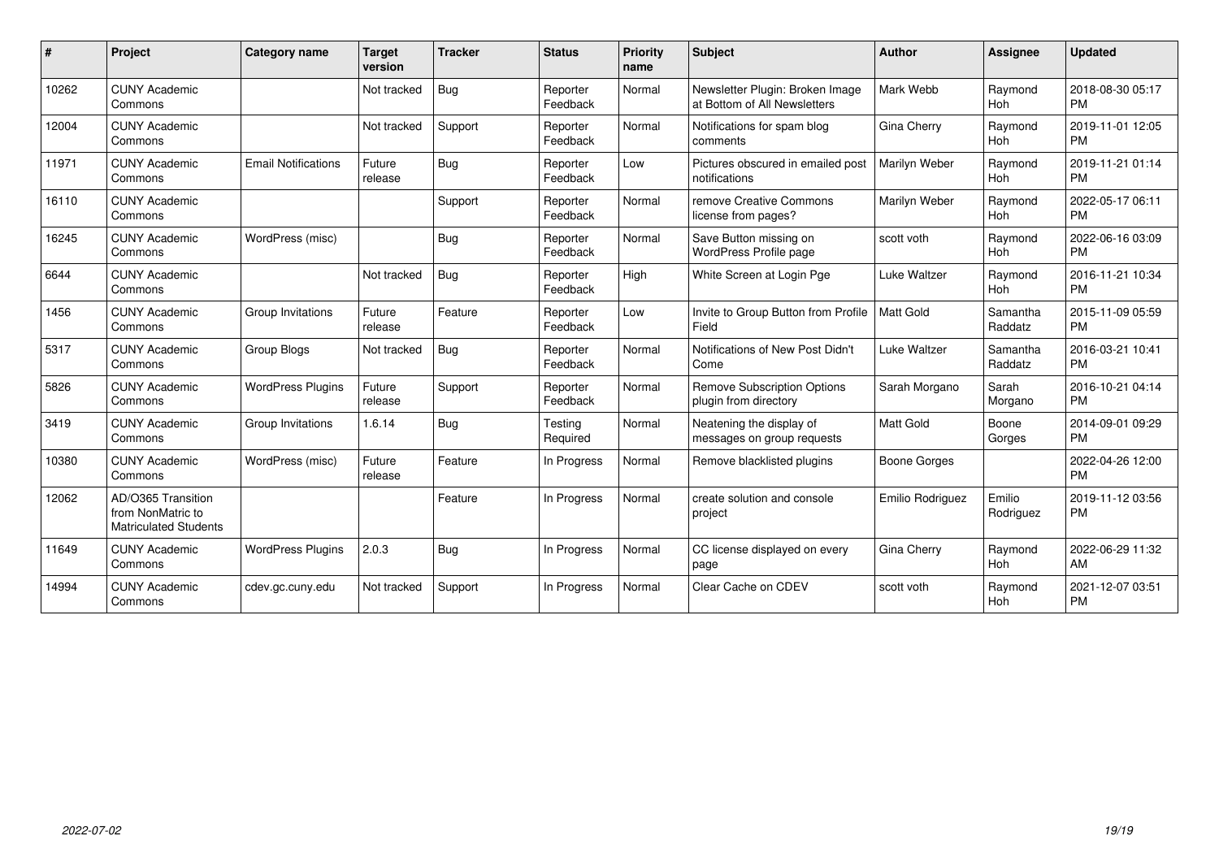| # | Project | Category name | Target version | Tracker | Status | Priority name | Subject | Author | Assignee | Updated |
|---|---|---|---|---|---|---|---|---|---|---|
| 10262 | CUNY Academic Commons | | Not tracked | Bug | Reporter Feedback | Normal | Newsletter Plugin: Broken Image at Bottom of All Newsletters | Mark Webb | Raymond Hoh | 2018-08-30 05:17 PM |
| 12004 | CUNY Academic Commons | | Not tracked | Support | Reporter Feedback | Normal | Notifications for spam blog comments | Gina Cherry | Raymond Hoh | 2019-11-01 12:05 PM |
| 11971 | CUNY Academic Commons | Email Notifications | Future release | Bug | Reporter Feedback | Low | Pictures obscured in emailed post notifications | Marilyn Weber | Raymond Hoh | 2019-11-21 01:14 PM |
| 16110 | CUNY Academic Commons | | | Support | Reporter Feedback | Normal | remove Creative Commons license from pages? | Marilyn Weber | Raymond Hoh | 2022-05-17 06:11 PM |
| 16245 | CUNY Academic Commons | WordPress (misc) | | Bug | Reporter Feedback | Normal | Save Button missing on WordPress Profile page | scott voth | Raymond Hoh | 2022-06-16 03:09 PM |
| 6644 | CUNY Academic Commons | | Not tracked | Bug | Reporter Feedback | High | White Screen at Login Pge | Luke Waltzer | Raymond Hoh | 2016-11-21 10:34 PM |
| 1456 | CUNY Academic Commons | Group Invitations | Future release | Feature | Reporter Feedback | Low | Invite to Group Button from Profile Field | Matt Gold | Samantha Raddatz | 2015-11-09 05:59 PM |
| 5317 | CUNY Academic Commons | Group Blogs | Not tracked | Bug | Reporter Feedback | Normal | Notifications of New Post Didn't Come | Luke Waltzer | Samantha Raddatz | 2016-03-21 10:41 PM |
| 5826 | CUNY Academic Commons | WordPress Plugins | Future release | Support | Reporter Feedback | Normal | Remove Subscription Options plugin from directory | Sarah Morgano | Sarah Morgano | 2016-10-21 04:14 PM |
| 3419 | CUNY Academic Commons | Group Invitations | 1.6.14 | Bug | Testing Required | Normal | Neatening the display of messages on group requests | Matt Gold | Boone Gorges | 2014-09-01 09:29 PM |
| 10380 | CUNY Academic Commons | WordPress (misc) | Future release | Feature | In Progress | Normal | Remove blacklisted plugins | Boone Gorges | | 2022-04-26 12:00 PM |
| 12062 | AD/O365 Transition from NonMatric to Matriculated Students | | | Feature | In Progress | Normal | create solution and console project | Emilio Rodriguez | Emilio Rodriguez | 2019-11-12 03:56 PM |
| 11649 | CUNY Academic Commons | WordPress Plugins | 2.0.3 | Bug | In Progress | Normal | CC license displayed on every page | Gina Cherry | Raymond Hoh | 2022-06-29 11:32 AM |
| 14994 | CUNY Academic Commons | cdev.gc.cuny.edu | Not tracked | Support | In Progress | Normal | Clear Cache on CDEV | scott voth | Raymond Hoh | 2021-12-07 03:51 PM |